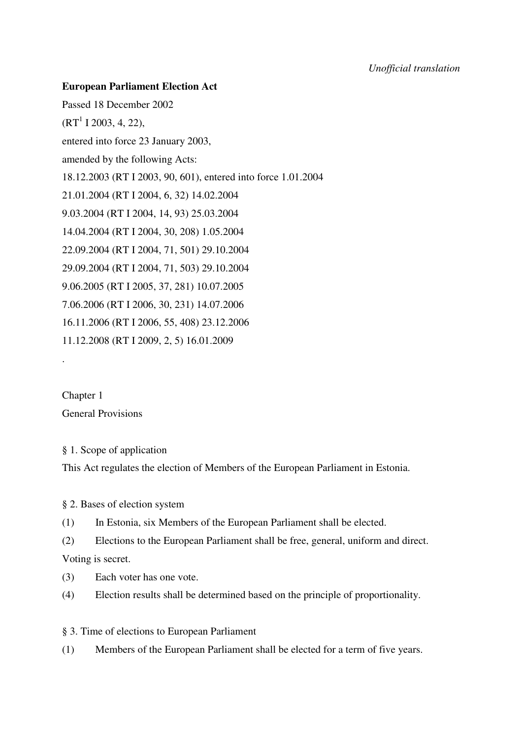*Unofficial translation*

**European Parliament Election Act**

Passed 18 December 2002

(RT[1] I 2003, 4, 22),

entered into force 23 January 2003,

amended by the following Acts:

18.12.2003 (RT I 2003, 90, 601), entered into force 1.01.2004

21.01.2004 (RT I 2004, 6, 32) 14.02.2004

9.03.2004 (RT I 2004, 14, 93) 25.03.2004

14.04.2004 (RT I 2004, 30, 208) 1.05.2004

22.09.2004 (RT I 2004, 71, 501) 29.10.2004

29.09.2004 (RT I 2004, 71, 503) 29.10.2004

9.06.2005 (RT I 2005, 37, 281) 10.07.2005

7.06.2006 (RT I 2006, 30, 231) 14.07.2006

16.11.2006 (RT I 2006, 55, 408) 23.12.2006

11.12.2008 (RT I 2009, 2, 5) 16.01.2009

.

Chapter 1

General Provisions

§ 1. Scope of application

This Act regulates the election of Members of the European Parliament in Estonia.

§ 2. Bases of election system

(1) In Estonia, six Members of the European Parliament shall be elected.

(2) Elections to the European Parliament shall be free, general, uniform and direct. Voting is secret.

(3) Each voter has one vote.

(4) Election results shall be determined based on the principle of proportionality.

§ 3. Time of elections to European Parliament

(1) Members of the European Parliament shall be elected for a term of five years.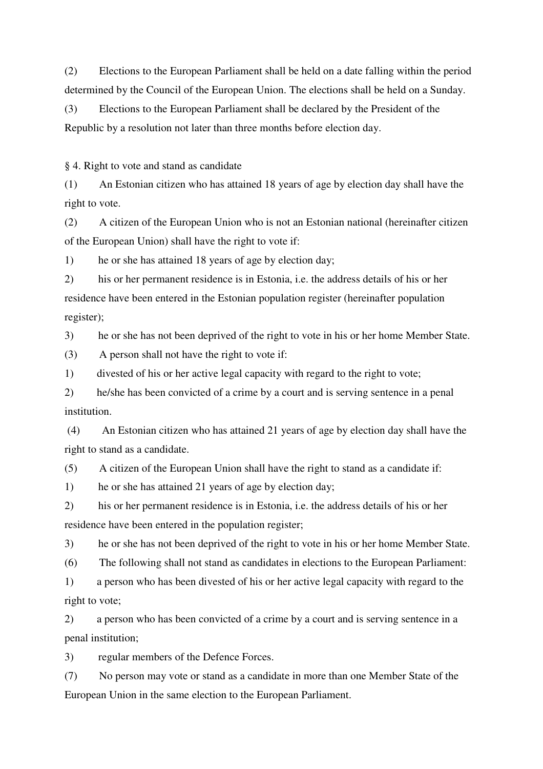(2) Elections to the European Parliament shall be held on a date falling within the period determined by the Council of the European Union. The elections shall be held on a Sunday.

(3) Elections to the European Parliament shall be declared by the President of the Republic by a resolution not later than three months before election day.

§ 4. Right to vote and stand as candidate

(1) An Estonian citizen who has attained 18 years of age by election day shall have the right to vote.

(2) A citizen of the European Union who is not an Estonian national (hereinafter citizen of the European Union) shall have the right to vote if:

1) he or she has attained 18 years of age by election day;

2) his or her permanent residence is in Estonia, i.e. the address details of his or her residence have been entered in the Estonian population register (hereinafter population register);

3) he or she has not been deprived of the right to vote in his or her home Member State.

(3) A person shall not have the right to vote if:

1) divested of his or her active legal capacity with regard to the right to vote;

2) he/she has been convicted of a crime by a court and is serving sentence in a penal institution.

(4) An Estonian citizen who has attained 21 years of age by election day shall have the right to stand as a candidate.

(5) A citizen of the European Union shall have the right to stand as a candidate if:

1) he or she has attained 21 years of age by election day;

2) his or her permanent residence is in Estonia, i.e. the address details of his or her residence have been entered in the population register;

3) he or she has not been deprived of the right to vote in his or her home Member State.

(6) The following shall not stand as candidates in elections to the European Parliament:

1) a person who has been divested of his or her active legal capacity with regard to the right to vote;

2) a person who has been convicted of a crime by a court and is serving sentence in a penal institution;

3) regular members of the Defence Forces.

(7) No person may vote or stand as a candidate in more than one Member State of the European Union in the same election to the European Parliament.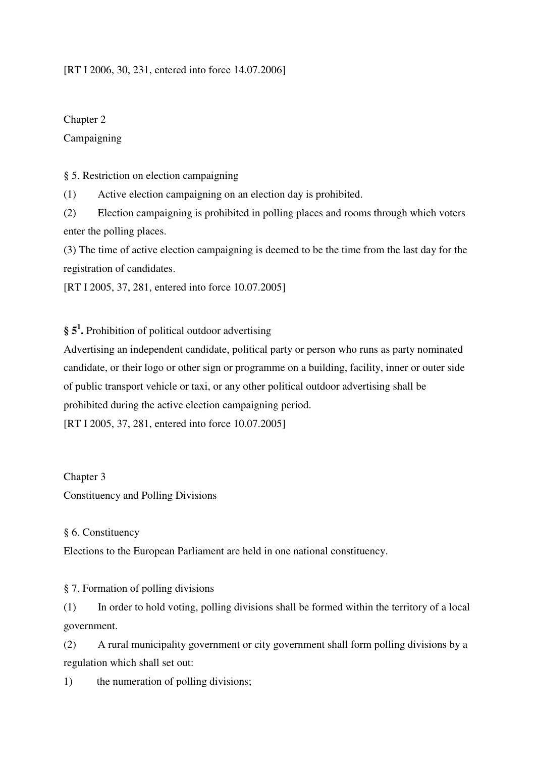[RT I 2006, 30, 231, entered into force 14.07.2006]

## Chapter 2
## Campaigning

§ 5. Restriction on election campaigning

(1) Active election campaigning on an election day is prohibited.

(2) Election campaigning is prohibited in polling places and rooms through which voters enter the polling places.

(3) The time of active election campaigning is deemed to be the time from the last day for the registration of candidates.

[RT I 2005, 37, 281, entered into force 10.07.2005]

**§ 5[1].** Prohibition of political outdoor advertising

Advertising an independent candidate, political party or person who runs as party nominated candidate, or their logo or other sign or programme on a building, facility, inner or outer side of public transport vehicle or taxi, or any other political outdoor advertising shall be prohibited during the active election campaigning period.

[RT I 2005, 37, 281, entered into force 10.07.2005]

## Chapter 3
## Constituency and Polling Divisions

§ 6. Constituency

Elections to the European Parliament are held in one national constituency.

§ 7. Formation of polling divisions

(1) In order to hold voting, polling divisions shall be formed within the territory of a local government.

(2) A rural municipality government or city government shall form polling divisions by a regulation which shall set out:

1) the numeration of polling divisions;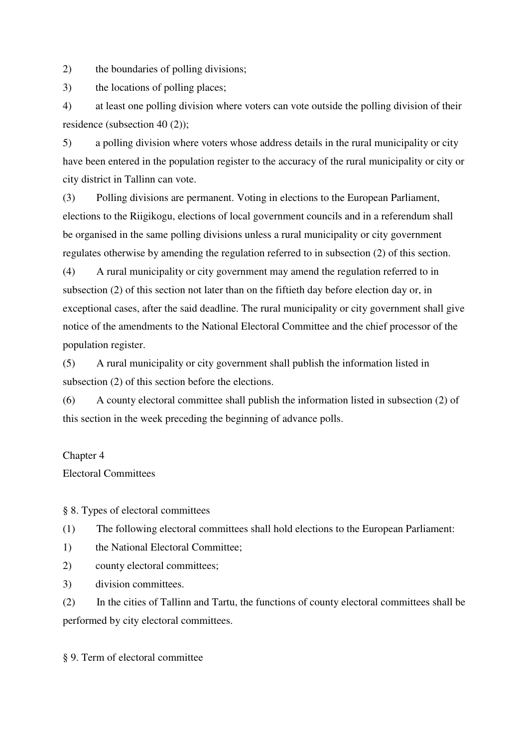2) the boundaries of polling divisions;

3) the locations of polling places;

4) at least one polling division where voters can vote outside the polling division of their residence (subsection 40 (2));

5) a polling division where voters whose address details in the rural municipality or city have been entered in the population register to the accuracy of the rural municipality or city or city district in Tallinn can vote.

(3) Polling divisions are permanent. Voting in elections to the European Parliament, elections to the Riigikogu, elections of local government councils and in a referendum shall be organised in the same polling divisions unless a rural municipality or city government regulates otherwise by amending the regulation referred to in subsection (2) of this section.

(4) A rural municipality or city government may amend the regulation referred to in subsection (2) of this section not later than on the fiftieth day before election day or, in exceptional cases, after the said deadline. The rural municipality or city government shall give notice of the amendments to the National Electoral Committee and the chief processor of the population register.

(5) A rural municipality or city government shall publish the information listed in subsection (2) of this section before the elections.

(6) A county electoral committee shall publish the information listed in subsection (2) of this section in the week preceding the beginning of advance polls.

## Chapter 4
## Electoral Committees

### § 8. Types of electoral committees

(1) The following electoral committees shall hold elections to the European Parliament:

1) the National Electoral Committee;

2) county electoral committees;

3) division committees.

(2) In the cities of Tallinn and Tartu, the functions of county electoral committees shall be performed by city electoral committees.

### § 9. Term of electoral committee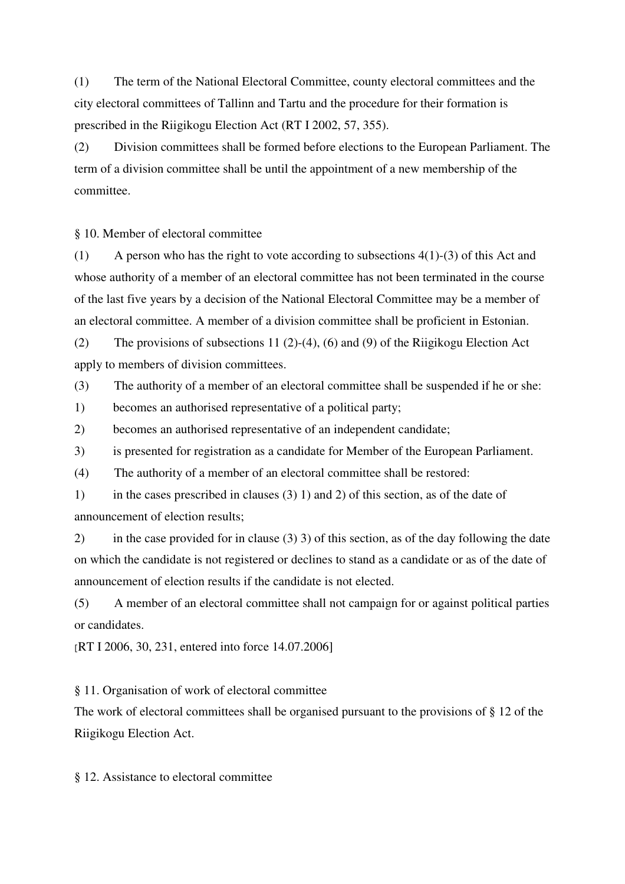(1) The term of the National Electoral Committee, county electoral committees and the city electoral committees of Tallinn and Tartu and the procedure for their formation is prescribed in the Riigikogu Election Act (RT I 2002, 57, 355).

(2) Division committees shall be formed before elections to the European Parliament. The term of a division committee shall be until the appointment of a new membership of the committee.

§ 10. Member of electoral committee

(1) A person who has the right to vote according to subsections 4(1)-(3) of this Act and whose authority of a member of an electoral committee has not been terminated in the course of the last five years by a decision of the National Electoral Committee may be a member of an electoral committee. A member of a division committee shall be proficient in Estonian.

(2) The provisions of subsections 11 (2)-(4), (6) and (9) of the Riigikogu Election Act apply to members of division committees.

(3) The authority of a member of an electoral committee shall be suspended if he or she:

1) becomes an authorised representative of a political party;

2) becomes an authorised representative of an independent candidate;

3) is presented for registration as a candidate for Member of the European Parliament.

(4) The authority of a member of an electoral committee shall be restored:

1) in the cases prescribed in clauses (3) 1) and 2) of this section, as of the date of announcement of election results;

2) in the case provided for in clause (3) 3) of this section, as of the day following the date on which the candidate is not registered or declines to stand as a candidate or as of the date of announcement of election results if the candidate is not elected.

(5) A member of an electoral committee shall not campaign for or against political parties or candidates.

[RT I 2006, 30, 231, entered into force 14.07.2006]

§ 11. Organisation of work of electoral committee

The work of electoral committees shall be organised pursuant to the provisions of § 12 of the Riigikogu Election Act.

§ 12. Assistance to electoral committee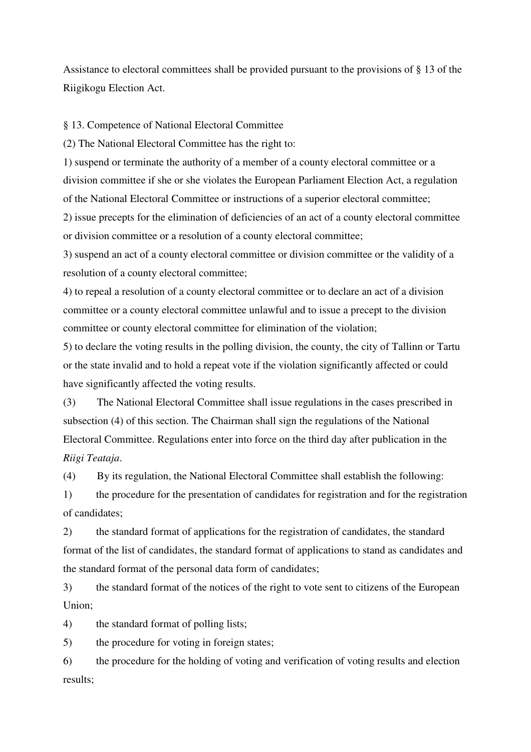Assistance to electoral committees shall be provided pursuant to the provisions of § 13 of the Riigikogu Election Act.

§ 13. Competence of National Electoral Committee

(2) The National Electoral Committee has the right to:

1) suspend or terminate the authority of a member of a county electoral committee or a division committee if she or she violates the European Parliament Election Act, a regulation of the National Electoral Committee or instructions of a superior electoral committee;

2) issue precepts for the elimination of deficiencies of an act of a county electoral committee or division committee or a resolution of a county electoral committee;

3) suspend an act of a county electoral committee or division committee or the validity of a resolution of a county electoral committee;

4) to repeal a resolution of a county electoral committee or to declare an act of a division committee or a county electoral committee unlawful and to issue a precept to the division committee or county electoral committee for elimination of the violation;

5) to declare the voting results in the polling division, the county, the city of Tallinn or Tartu or the state invalid and to hold a repeat vote if the violation significantly affected or could have significantly affected the voting results.

(3) The National Electoral Committee shall issue regulations in the cases prescribed in subsection (4) of this section. The Chairman shall sign the regulations of the National Electoral Committee. Regulations enter into force on the third day after publication in the *Riigi Teataja*.

(4) By its regulation, the National Electoral Committee shall establish the following:

1) the procedure for the presentation of candidates for registration and for the registration of candidates;

2) the standard format of applications for the registration of candidates, the standard format of the list of candidates, the standard format of applications to stand as candidates and the standard format of the personal data form of candidates;

3) the standard format of the notices of the right to vote sent to citizens of the European Union;

4) the standard format of polling lists;

5) the procedure for voting in foreign states;

6) the procedure for the holding of voting and verification of voting results and election results;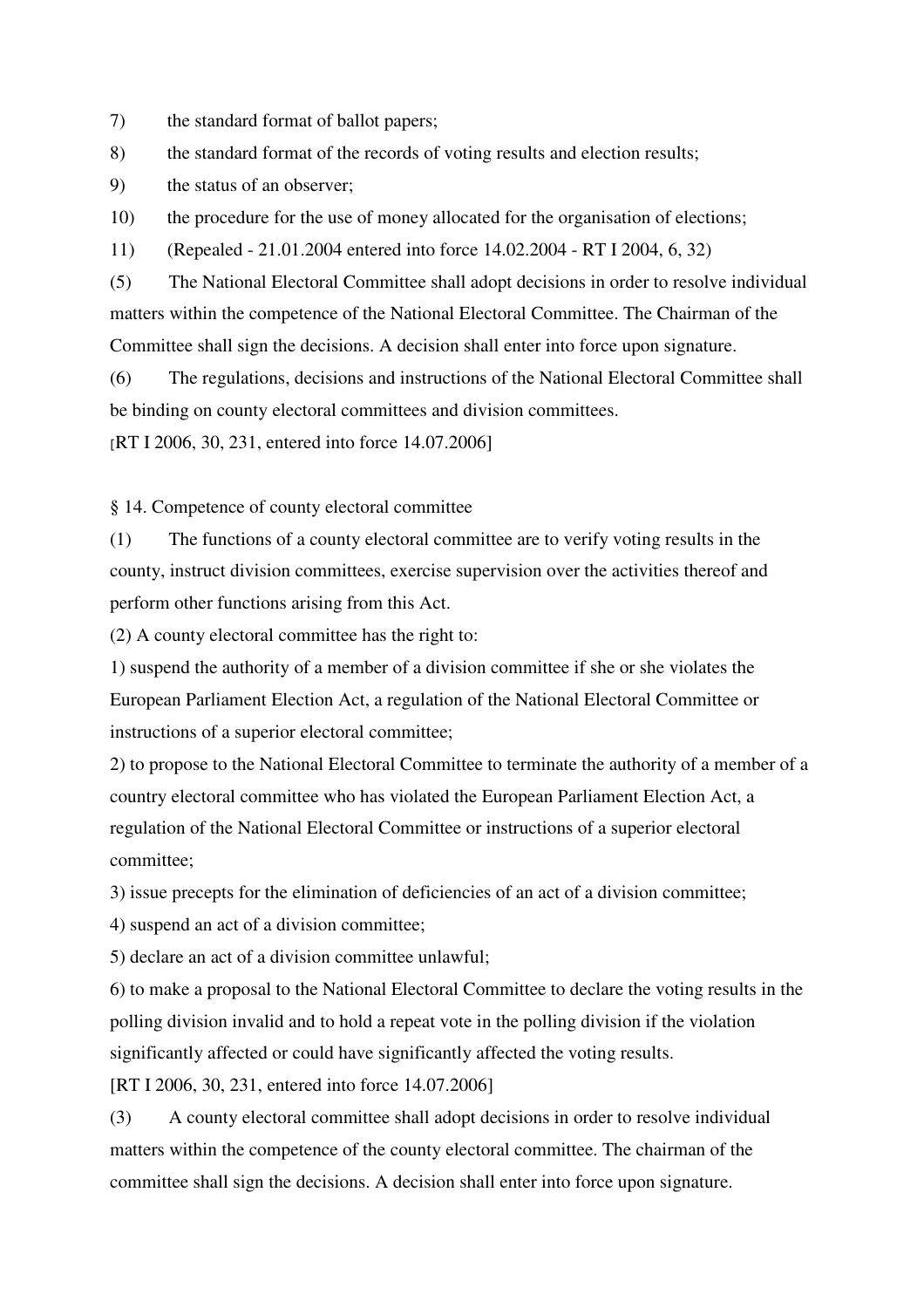7) the standard format of ballot papers;

8) the standard format of the records of voting results and election results;

9) the status of an observer;

10) the procedure for the use of money allocated for the organisation of elections;

11) (Repealed - 21.01.2004 entered into force 14.02.2004 - RT I 2004, 6, 32)

(5) The National Electoral Committee shall adopt decisions in order to resolve individual matters within the competence of the National Electoral Committee. The Chairman of the Committee shall sign the decisions. A decision shall enter into force upon signature.

(6) The regulations, decisions and instructions of the National Electoral Committee shall be binding on county electoral committees and division committees.

[RT I 2006, 30, 231, entered into force 14.07.2006]

§ 14. Competence of county electoral committee

(1) The functions of a county electoral committee are to verify voting results in the county, instruct division committees, exercise supervision over the activities thereof and perform other functions arising from this Act.

(2) A county electoral committee has the right to:

1) suspend the authority of a member of a division committee if she or she violates the European Parliament Election Act, a regulation of the National Electoral Committee or instructions of a superior electoral committee;

2) to propose to the National Electoral Committee to terminate the authority of a member of a country electoral committee who has violated the European Parliament Election Act, a regulation of the National Electoral Committee or instructions of a superior electoral committee;

3) issue precepts for the elimination of deficiencies of an act of a division committee;

4) suspend an act of a division committee;

5) declare an act of a division committee unlawful;

6) to make a proposal to the National Electoral Committee to declare the voting results in the polling division invalid and to hold a repeat vote in the polling division if the violation significantly affected or could have significantly affected the voting results.

[RT I 2006, 30, 231, entered into force 14.07.2006]

(3) A county electoral committee shall adopt decisions in order to resolve individual matters within the competence of the county electoral committee. The chairman of the committee shall sign the decisions. A decision shall enter into force upon signature.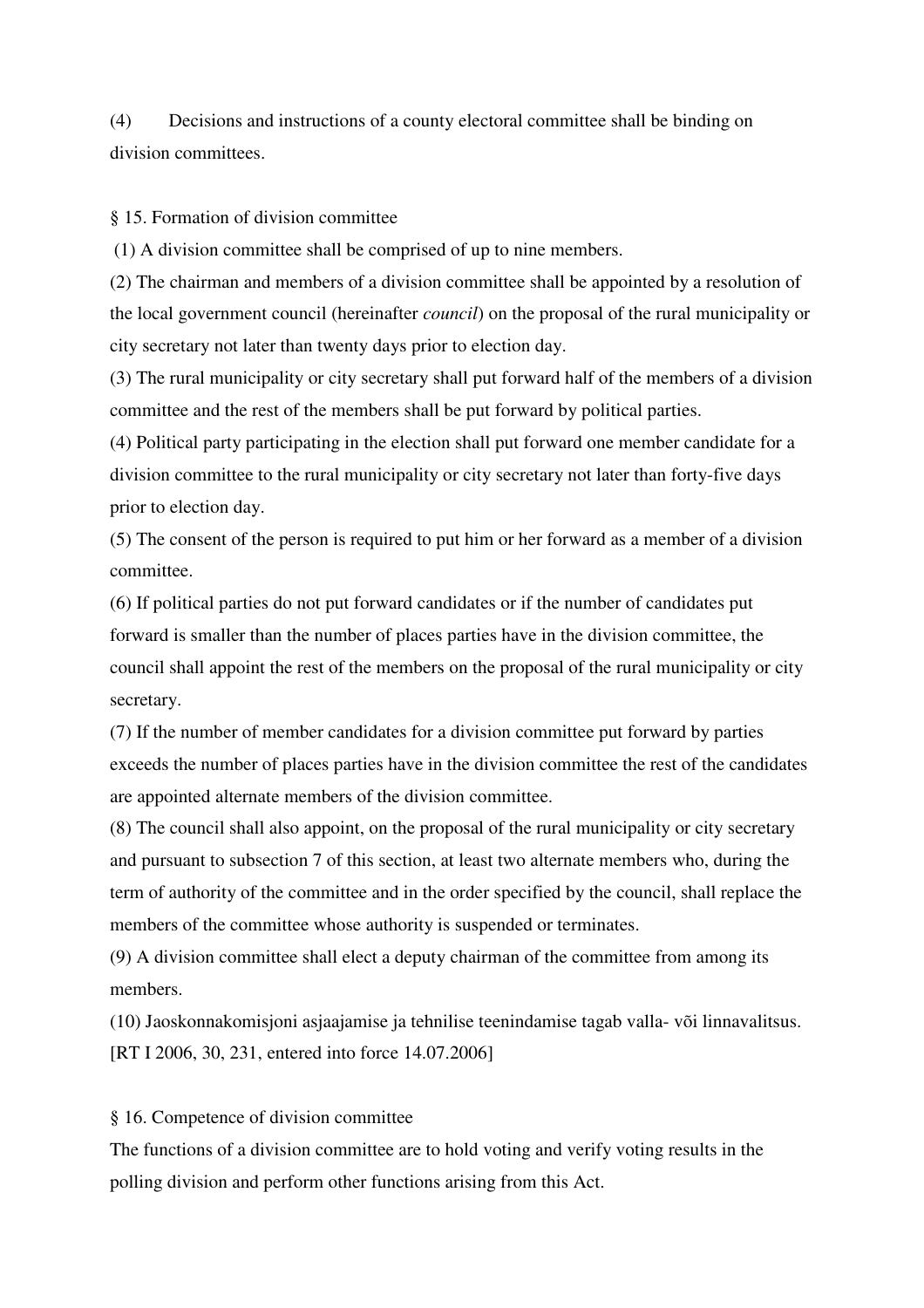(4) Decisions and instructions of a county electoral committee shall be binding on division committees.

§ 15. Formation of division committee

(1) A division committee shall be comprised of up to nine members.

(2) The chairman and members of a division committee shall be appointed by a resolution of the local government council (hereinafter *council*) on the proposal of the rural municipality or city secretary not later than twenty days prior to election day.

(3) The rural municipality or city secretary shall put forward half of the members of a division committee and the rest of the members shall be put forward by political parties.

(4) Political party participating in the election shall put forward one member candidate for a division committee to the rural municipality or city secretary not later than forty-five days prior to election day.

(5) The consent of the person is required to put him or her forward as a member of a division committee.

(6) If political parties do not put forward candidates or if the number of candidates put forward is smaller than the number of places parties have in the division committee, the council shall appoint the rest of the members on the proposal of the rural municipality or city secretary.

(7) If the number of member candidates for a division committee put forward by parties exceeds the number of places parties have in the division committee the rest of the candidates are appointed alternate members of the division committee.

(8) The council shall also appoint, on the proposal of the rural municipality or city secretary and pursuant to subsection 7 of this section, at least two alternate members who, during the term of authority of the committee and in the order specified by the council, shall replace the members of the committee whose authority is suspended or terminates.

(9) A division committee shall elect a deputy chairman of the committee from among its members.

(10) Jaoskonnakomisjoni asjaajamise ja tehnilise teenindamise tagab valla- või linnavalitsus.
[RT I 2006, 30, 231, entered into force 14.07.2006]

§ 16. Competence of division committee

The functions of a division committee are to hold voting and verify voting results in the polling division and perform other functions arising from this Act.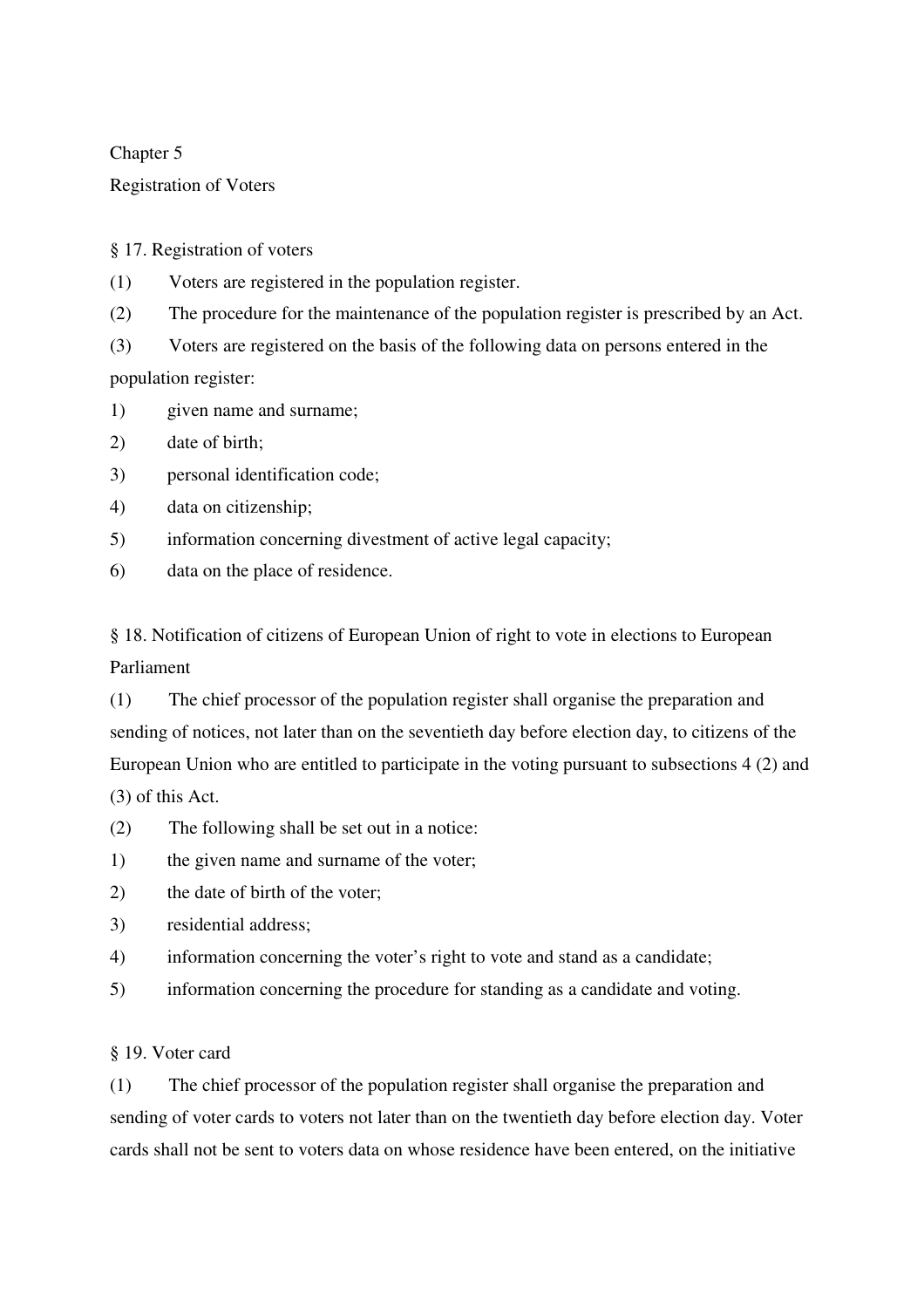## Chapter 5

## Registration of Voters

### § 17. Registration of voters

(1) Voters are registered in the population register.

(2) The procedure for the maintenance of the population register is prescribed by an Act.

(3) Voters are registered on the basis of the following data on persons entered in the population register:

1) given name and surname;
2) date of birth;
3) personal identification code;
4) data on citizenship;
5) information concerning divestment of active legal capacity;
6) data on the place of residence.

### § 18. Notification of citizens of European Union of right to vote in elections to European Parliament

(1) The chief processor of the population register shall organise the preparation and sending of notices, not later than on the seventieth day before election day, to citizens of the European Union who are entitled to participate in the voting pursuant to subsections 4 (2) and (3) of this Act.

(2) The following shall be set out in a notice:

1) the given name and surname of the voter;
2) the date of birth of the voter;
3) residential address;
4) information concerning the voter's right to vote and stand as a candidate;
5) information concerning the procedure for standing as a candidate and voting.

### § 19. Voter card

(1) The chief processor of the population register shall organise the preparation and sending of voter cards to voters not later than on the twentieth day before election day. Voter cards shall not be sent to voters data on whose residence have been entered, on the initiative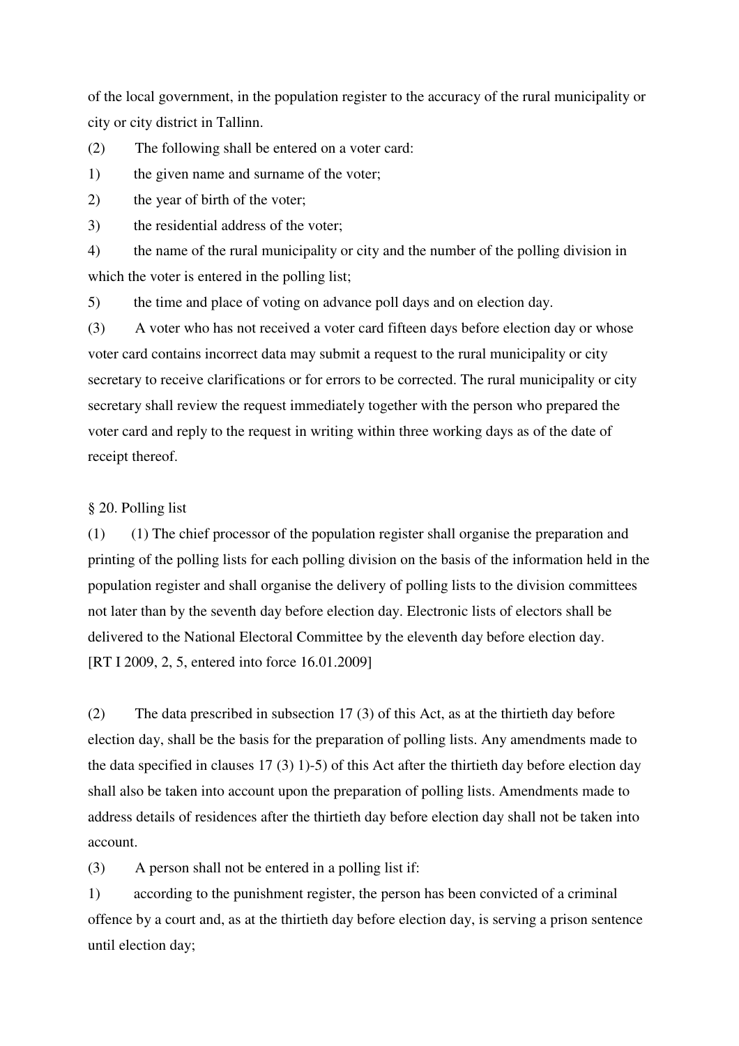of the local government, in the population register to the accuracy of the rural municipality or city or city district in Tallinn.

(2) The following shall be entered on a voter card:

1) the given name and surname of the voter;

2) the year of birth of the voter;

3) the residential address of the voter;

4) the name of the rural municipality or city and the number of the polling division in which the voter is entered in the polling list;

5) the time and place of voting on advance poll days and on election day.

(3) A voter who has not received a voter card fifteen days before election day or whose voter card contains incorrect data may submit a request to the rural municipality or city secretary to receive clarifications or for errors to be corrected. The rural municipality or city secretary shall review the request immediately together with the person who prepared the voter card and reply to the request in writing within three working days as of the date of receipt thereof.

§ 20. Polling list

(1) (1) The chief processor of the population register shall organise the preparation and printing of the polling lists for each polling division on the basis of the information held in the population register and shall organise the delivery of polling lists to the division committees not later than by the seventh day before election day. Electronic lists of electors shall be delivered to the National Electoral Committee by the eleventh day before election day.
[RT I 2009, 2, 5, entered into force 16.01.2009]

(2) The data prescribed in subsection 17 (3) of this Act, as at the thirtieth day before election day, shall be the basis for the preparation of polling lists. Any amendments made to the data specified in clauses 17 (3) 1)-5) of this Act after the thirtieth day before election day shall also be taken into account upon the preparation of polling lists. Amendments made to address details of residences after the thirtieth day before election day shall not be taken into account.

(3) A person shall not be entered in a polling list if:

1) according to the punishment register, the person has been convicted of a criminal offence by a court and, as at the thirtieth day before election day, is serving a prison sentence until election day;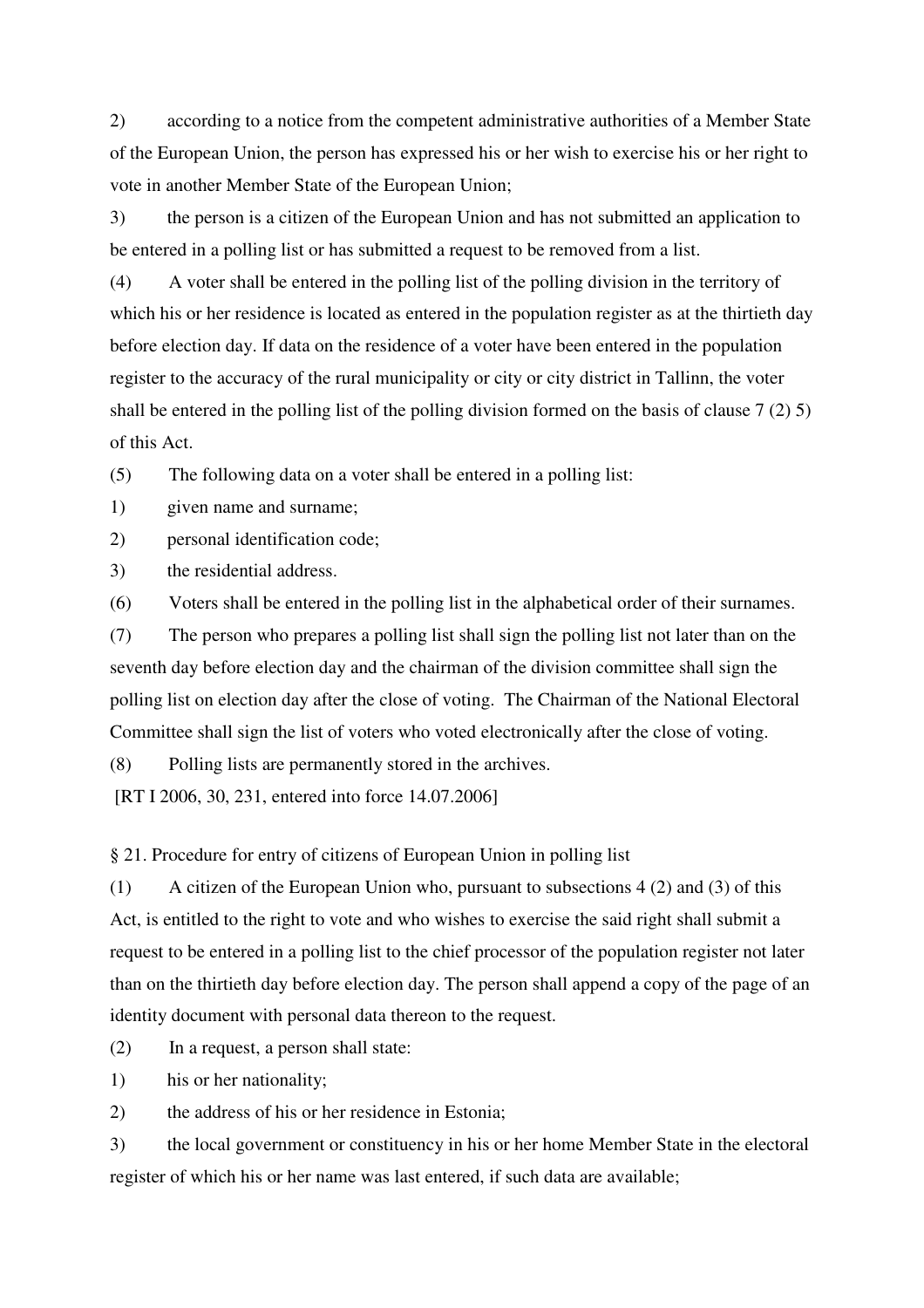2) according to a notice from the competent administrative authorities of a Member State of the European Union, the person has expressed his or her wish to exercise his or her right to vote in another Member State of the European Union;

3) the person is a citizen of the European Union and has not submitted an application to be entered in a polling list or has submitted a request to be removed from a list.

(4) A voter shall be entered in the polling list of the polling division in the territory of which his or her residence is located as entered in the population register as at the thirtieth day before election day. If data on the residence of a voter have been entered in the population register to the accuracy of the rural municipality or city or city district in Tallinn, the voter shall be entered in the polling list of the polling division formed on the basis of clause 7 (2) 5) of this Act.

(5) The following data on a voter shall be entered in a polling list:

1) given name and surname;

2) personal identification code;

3) the residential address.

(6) Voters shall be entered in the polling list in the alphabetical order of their surnames.

(7) The person who prepares a polling list shall sign the polling list not later than on the seventh day before election day and the chairman of the division committee shall sign the polling list on election day after the close of voting. The Chairman of the National Electoral Committee shall sign the list of voters who voted electronically after the close of voting.

(8) Polling lists are permanently stored in the archives.

[RT I 2006, 30, 231, entered into force 14.07.2006]

§ 21. Procedure for entry of citizens of European Union in polling list

(1) A citizen of the European Union who, pursuant to subsections 4 (2) and (3) of this Act, is entitled to the right to vote and who wishes to exercise the said right shall submit a request to be entered in a polling list to the chief processor of the population register not later than on the thirtieth day before election day. The person shall append a copy of the page of an identity document with personal data thereon to the request.

(2) In a request, a person shall state:

1) his or her nationality;

2) the address of his or her residence in Estonia;

3) the local government or constituency in his or her home Member State in the electoral register of which his or her name was last entered, if such data are available;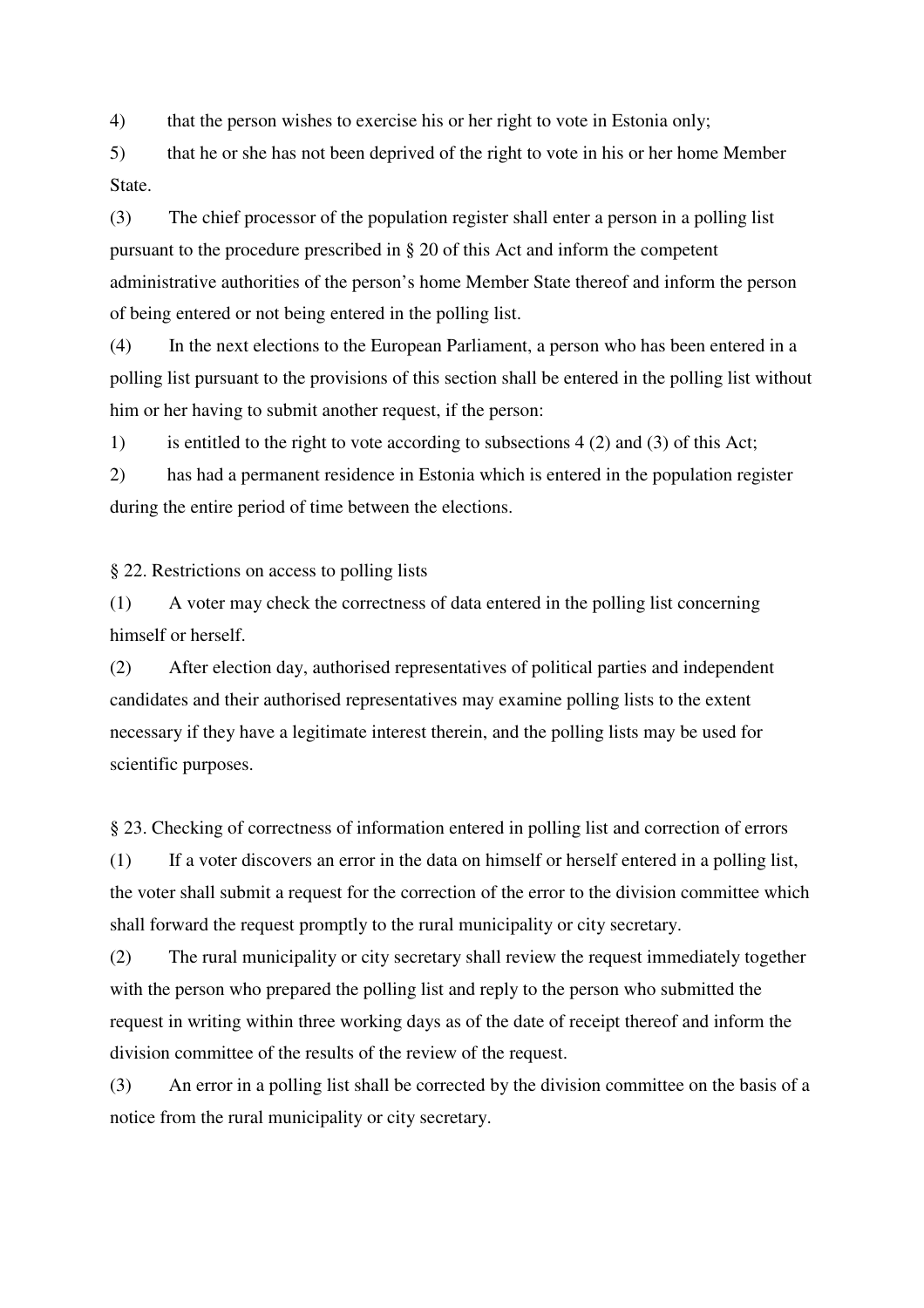4) that the person wishes to exercise his or her right to vote in Estonia only;

5) that he or she has not been deprived of the right to vote in his or her home Member State.

(3) The chief processor of the population register shall enter a person in a polling list pursuant to the procedure prescribed in § 20 of this Act and inform the competent administrative authorities of the person's home Member State thereof and inform the person of being entered or not being entered in the polling list.

(4) In the next elections to the European Parliament, a person who has been entered in a polling list pursuant to the provisions of this section shall be entered in the polling list without him or her having to submit another request, if the person:

1) is entitled to the right to vote according to subsections 4 (2) and (3) of this Act;

2) has had a permanent residence in Estonia which is entered in the population register during the entire period of time between the elections.

§ 22. Restrictions on access to polling lists

(1) A voter may check the correctness of data entered in the polling list concerning himself or herself.

(2) After election day, authorised representatives of political parties and independent candidates and their authorised representatives may examine polling lists to the extent necessary if they have a legitimate interest therein, and the polling lists may be used for scientific purposes.

§ 23. Checking of correctness of information entered in polling list and correction of errors

(1) If a voter discovers an error in the data on himself or herself entered in a polling list, the voter shall submit a request for the correction of the error to the division committee which shall forward the request promptly to the rural municipality or city secretary.

(2) The rural municipality or city secretary shall review the request immediately together with the person who prepared the polling list and reply to the person who submitted the request in writing within three working days as of the date of receipt thereof and inform the division committee of the results of the review of the request.

(3) An error in a polling list shall be corrected by the division committee on the basis of a notice from the rural municipality or city secretary.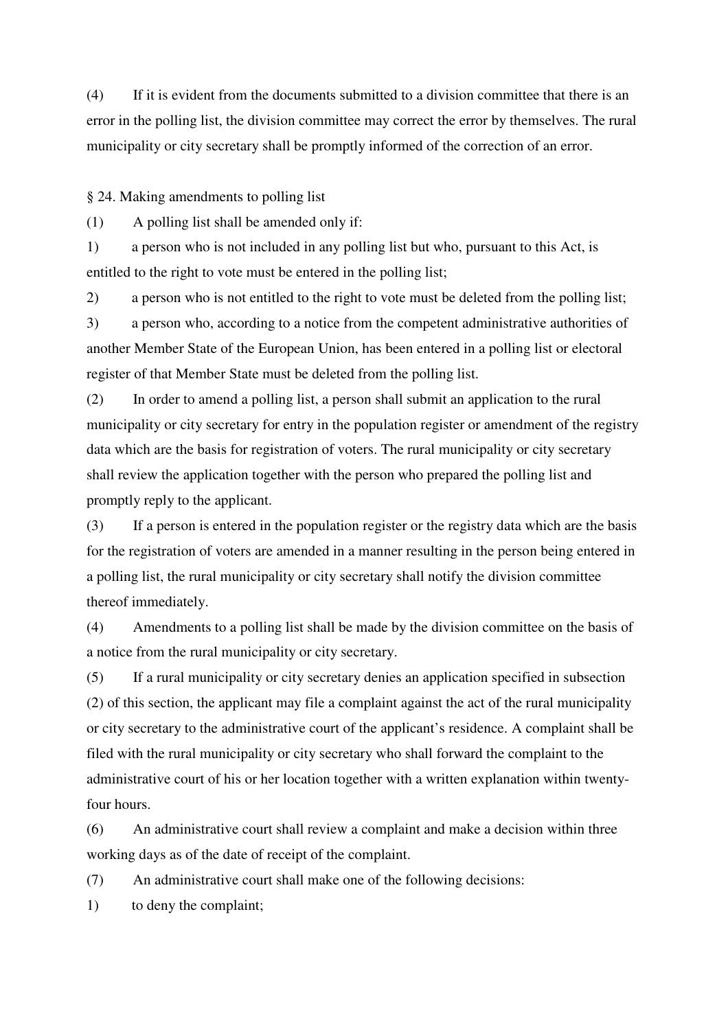(4) If it is evident from the documents submitted to a division committee that there is an error in the polling list, the division committee may correct the error by themselves. The rural municipality or city secretary shall be promptly informed of the correction of an error.

§ 24. Making amendments to polling list

(1) A polling list shall be amended only if:

1) a person who is not included in any polling list but who, pursuant to this Act, is entitled to the right to vote must be entered in the polling list;

2) a person who is not entitled to the right to vote must be deleted from the polling list;

3) a person who, according to a notice from the competent administrative authorities of another Member State of the European Union, has been entered in a polling list or electoral register of that Member State must be deleted from the polling list.

(2) In order to amend a polling list, a person shall submit an application to the rural municipality or city secretary for entry in the population register or amendment of the registry data which are the basis for registration of voters. The rural municipality or city secretary shall review the application together with the person who prepared the polling list and promptly reply to the applicant.

(3) If a person is entered in the population register or the registry data which are the basis for the registration of voters are amended in a manner resulting in the person being entered in a polling list, the rural municipality or city secretary shall notify the division committee thereof immediately.

(4) Amendments to a polling list shall be made by the division committee on the basis of a notice from the rural municipality or city secretary.

(5) If a rural municipality or city secretary denies an application specified in subsection (2) of this section, the applicant may file a complaint against the act of the rural municipality or city secretary to the administrative court of the applicant's residence. A complaint shall be filed with the rural municipality or city secretary who shall forward the complaint to the administrative court of his or her location together with a written explanation within twenty-four hours.

(6) An administrative court shall review a complaint and make a decision within three working days as of the date of receipt of the complaint.

(7) An administrative court shall make one of the following decisions:

1) to deny the complaint;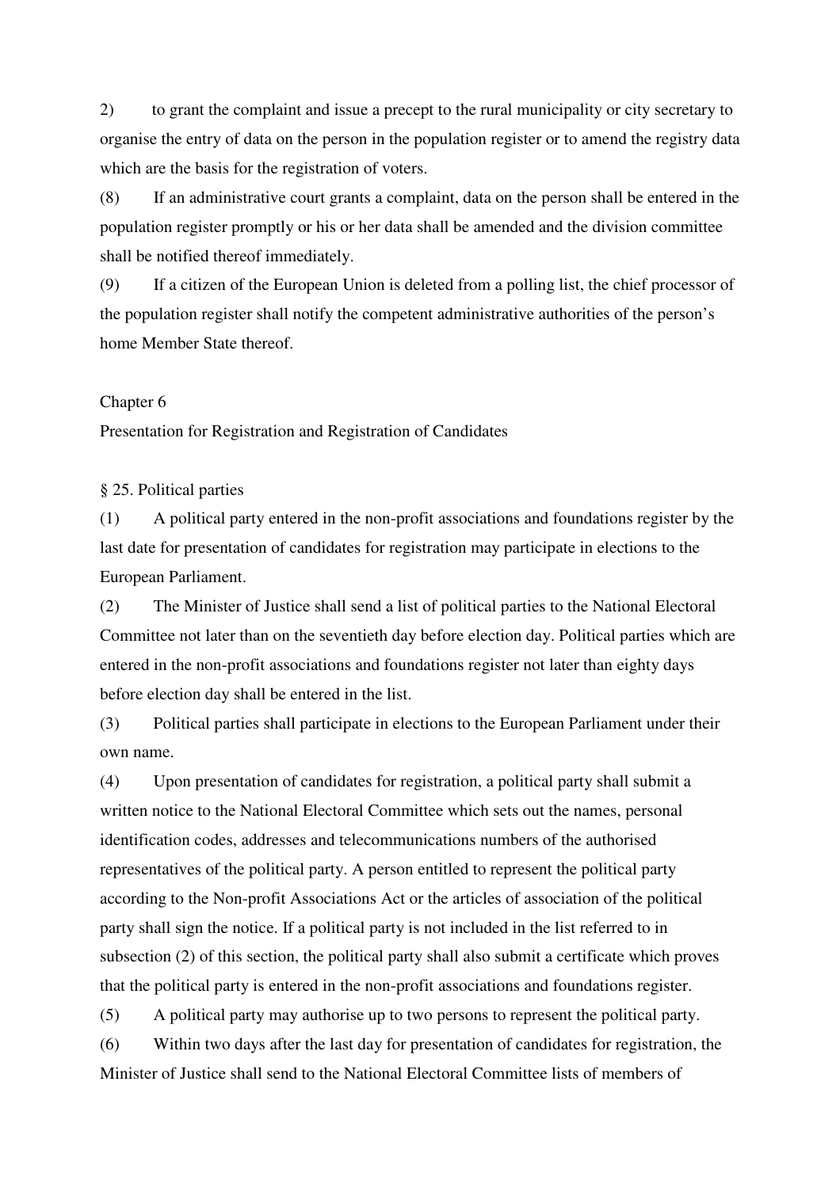2) to grant the complaint and issue a precept to the rural municipality or city secretary to organise the entry of data on the person in the population register or to amend the registry data which are the basis for the registration of voters.

(8) If an administrative court grants a complaint, data on the person shall be entered in the population register promptly or his or her data shall be amended and the division committee shall be notified thereof immediately.

(9) If a citizen of the European Union is deleted from a polling list, the chief processor of the population register shall notify the competent administrative authorities of the person's home Member State thereof.

## Chapter 6

## Presentation for Registration and Registration of Candidates

### § 25. Political parties

(1) A political party entered in the non-profit associations and foundations register by the last date for presentation of candidates for registration may participate in elections to the European Parliament.

(2) The Minister of Justice shall send a list of political parties to the National Electoral Committee not later than on the seventieth day before election day. Political parties which are entered in the non-profit associations and foundations register not later than eighty days before election day shall be entered in the list.

(3) Political parties shall participate in elections to the European Parliament under their own name.

(4) Upon presentation of candidates for registration, a political party shall submit a written notice to the National Electoral Committee which sets out the names, personal identification codes, addresses and telecommunications numbers of the authorised representatives of the political party. A person entitled to represent the political party according to the Non-profit Associations Act or the articles of association of the political party shall sign the notice. If a political party is not included in the list referred to in subsection (2) of this section, the political party shall also submit a certificate which proves that the political party is entered in the non-profit associations and foundations register.

(5) A political party may authorise up to two persons to represent the political party.

(6) Within two days after the last day for presentation of candidates for registration, the Minister of Justice shall send to the National Electoral Committee lists of members of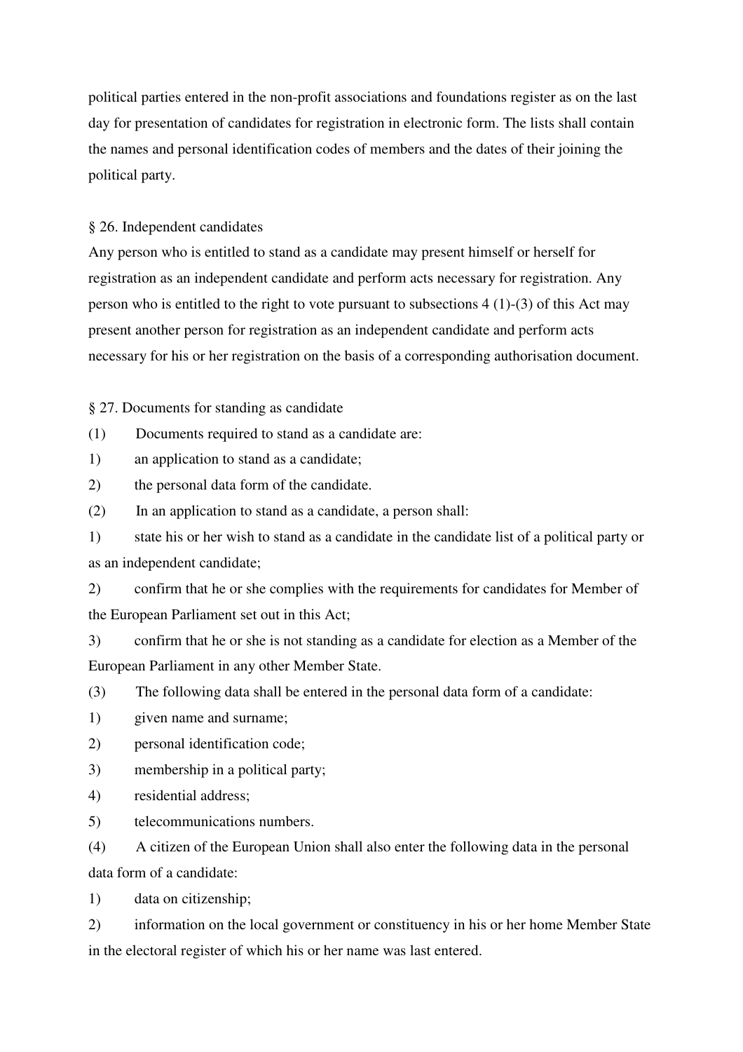political parties entered in the non-profit associations and foundations register as on the last day for presentation of candidates for registration in electronic form. The lists shall contain the names and personal identification codes of members and the dates of their joining the political party.

§ 26. Independent candidates

Any person who is entitled to stand as a candidate may present himself or herself for registration as an independent candidate and perform acts necessary for registration. Any person who is entitled to the right to vote pursuant to subsections 4 (1)-(3) of this Act may present another person for registration as an independent candidate and perform acts necessary for his or her registration on the basis of a corresponding authorisation document.

§ 27. Documents for standing as candidate

(1) Documents required to stand as a candidate are:

1) an application to stand as a candidate;

2) the personal data form of the candidate.

(2) In an application to stand as a candidate, a person shall:

1) state his or her wish to stand as a candidate in the candidate list of a political party or as an independent candidate;

2) confirm that he or she complies with the requirements for candidates for Member of the European Parliament set out in this Act;

3) confirm that he or she is not standing as a candidate for election as a Member of the European Parliament in any other Member State.

(3) The following data shall be entered in the personal data form of a candidate:

1) given name and surname;

2) personal identification code;

3) membership in a political party;

4) residential address;

5) telecommunications numbers.

(4) A citizen of the European Union shall also enter the following data in the personal data form of a candidate:

1) data on citizenship;

2) information on the local government or constituency in his or her home Member State in the electoral register of which his or her name was last entered.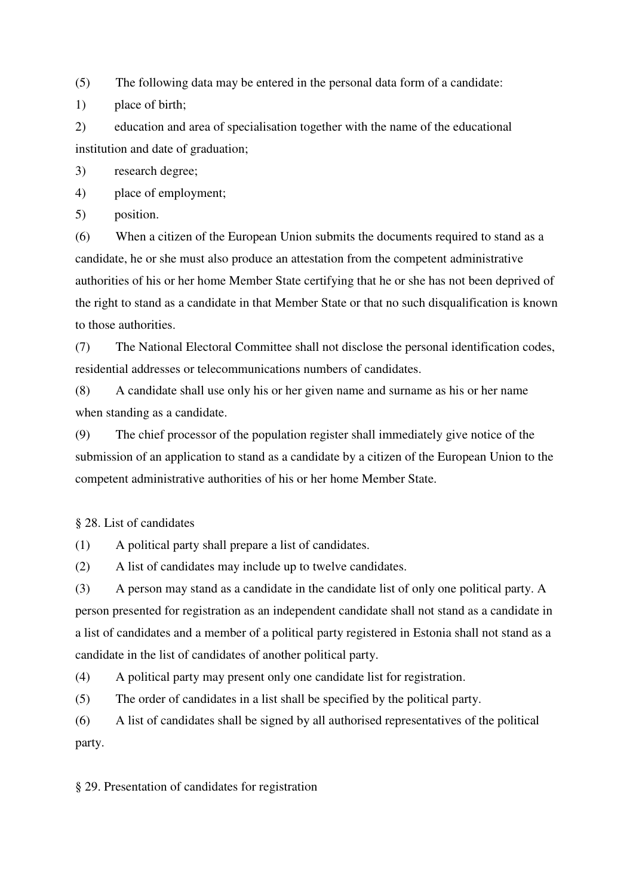(5) The following data may be entered in the personal data form of a candidate:

1) place of birth;

2) education and area of specialisation together with the name of the educational institution and date of graduation;

3) research degree;

4) place of employment;

5) position.

(6) When a citizen of the European Union submits the documents required to stand as a candidate, he or she must also produce an attestation from the competent administrative authorities of his or her home Member State certifying that he or she has not been deprived of the right to stand as a candidate in that Member State or that no such disqualification is known to those authorities.

(7) The National Electoral Committee shall not disclose the personal identification codes, residential addresses or telecommunications numbers of candidates.

(8) A candidate shall use only his or her given name and surname as his or her name when standing as a candidate.

(9) The chief processor of the population register shall immediately give notice of the submission of an application to stand as a candidate by a citizen of the European Union to the competent administrative authorities of his or her home Member State.

§ 28. List of candidates

(1) A political party shall prepare a list of candidates.

(2) A list of candidates may include up to twelve candidates.

(3) A person may stand as a candidate in the candidate list of only one political party. A person presented for registration as an independent candidate shall not stand as a candidate in a list of candidates and a member of a political party registered in Estonia shall not stand as a candidate in the list of candidates of another political party.

(4) A political party may present only one candidate list for registration.

(5) The order of candidates in a list shall be specified by the political party.

(6) A list of candidates shall be signed by all authorised representatives of the political party.

§ 29. Presentation of candidates for registration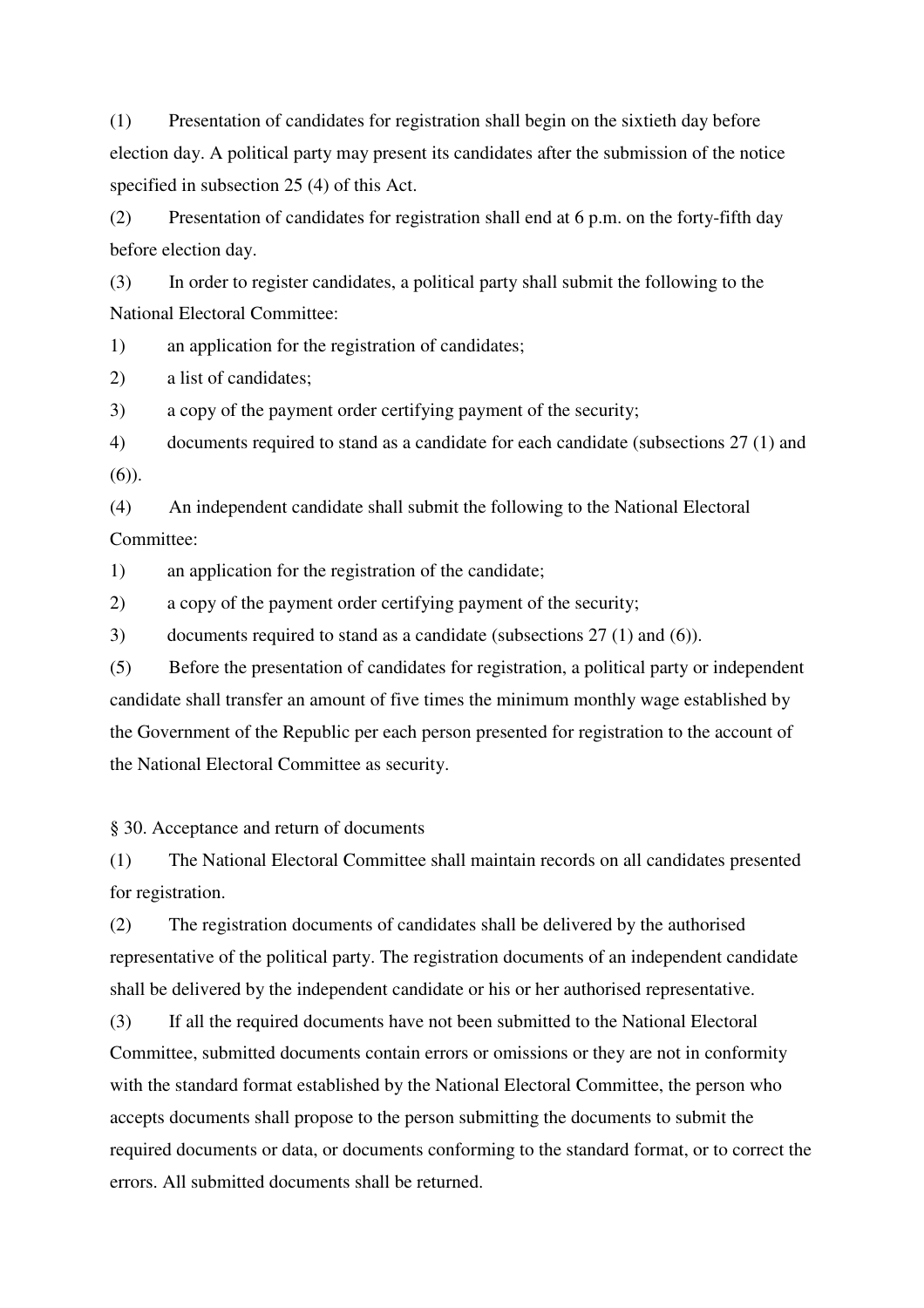(1) Presentation of candidates for registration shall begin on the sixtieth day before election day. A political party may present its candidates after the submission of the notice specified in subsection 25 (4) of this Act.

(2) Presentation of candidates for registration shall end at 6 p.m. on the forty-fifth day before election day.

(3) In order to register candidates, a political party shall submit the following to the National Electoral Committee:

1) an application for the registration of candidates;

2) a list of candidates;

3) a copy of the payment order certifying payment of the security;

4) documents required to stand as a candidate for each candidate (subsections 27 (1) and (6)).

(4) An independent candidate shall submit the following to the National Electoral Committee:

1) an application for the registration of the candidate;

2) a copy of the payment order certifying payment of the security;

3) documents required to stand as a candidate (subsections 27 (1) and (6)).

(5) Before the presentation of candidates for registration, a political party or independent candidate shall transfer an amount of five times the minimum monthly wage established by the Government of the Republic per each person presented for registration to the account of the National Electoral Committee as security.

§ 30. Acceptance and return of documents

(1) The National Electoral Committee shall maintain records on all candidates presented for registration.

(2) The registration documents of candidates shall be delivered by the authorised representative of the political party. The registration documents of an independent candidate shall be delivered by the independent candidate or his or her authorised representative.

(3) If all the required documents have not been submitted to the National Electoral Committee, submitted documents contain errors or omissions or they are not in conformity with the standard format established by the National Electoral Committee, the person who accepts documents shall propose to the person submitting the documents to submit the required documents or data, or documents conforming to the standard format, or to correct the errors. All submitted documents shall be returned.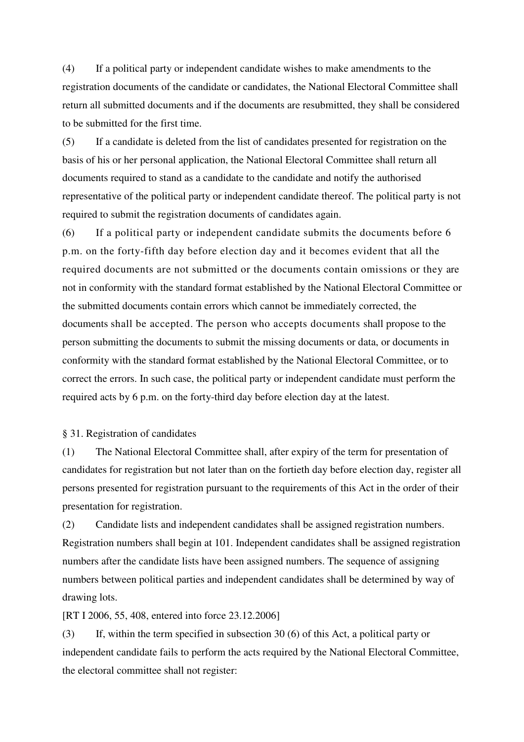(4) If a political party or independent candidate wishes to make amendments to the registration documents of the candidate or candidates, the National Electoral Committee shall return all submitted documents and if the documents are resubmitted, they shall be considered to be submitted for the first time.

(5) If a candidate is deleted from the list of candidates presented for registration on the basis of his or her personal application, the National Electoral Committee shall return all documents required to stand as a candidate to the candidate and notify the authorised representative of the political party or independent candidate thereof. The political party is not required to submit the registration documents of candidates again.

(6) If a political party or independent candidate submits the documents before 6 p.m. on the forty-fifth day before election day and it becomes evident that all the required documents are not submitted or the documents contain omissions or they are not in conformity with the standard format established by the National Electoral Committee or the submitted documents contain errors which cannot be immediately corrected, the documents shall be accepted. The person who accepts documents shall propose to the person submitting the documents to submit the missing documents or data, or documents in conformity with the standard format established by the National Electoral Committee, or to correct the errors. In such case, the political party or independent candidate must perform the required acts by 6 p.m. on the forty-third day before election day at the latest.

§ 31. Registration of candidates

(1) The National Electoral Committee shall, after expiry of the term for presentation of candidates for registration but not later than on the fortieth day before election day, register all persons presented for registration pursuant to the requirements of this Act in the order of their presentation for registration.

(2) Candidate lists and independent candidates shall be assigned registration numbers. Registration numbers shall begin at 101. Independent candidates shall be assigned registration numbers after the candidate lists have been assigned numbers. The sequence of assigning numbers between political parties and independent candidates shall be determined by way of drawing lots.

[RT I 2006, 55, 408, entered into force 23.12.2006]

(3) If, within the term specified in subsection 30 (6) of this Act, a political party or independent candidate fails to perform the acts required by the National Electoral Committee, the electoral committee shall not register: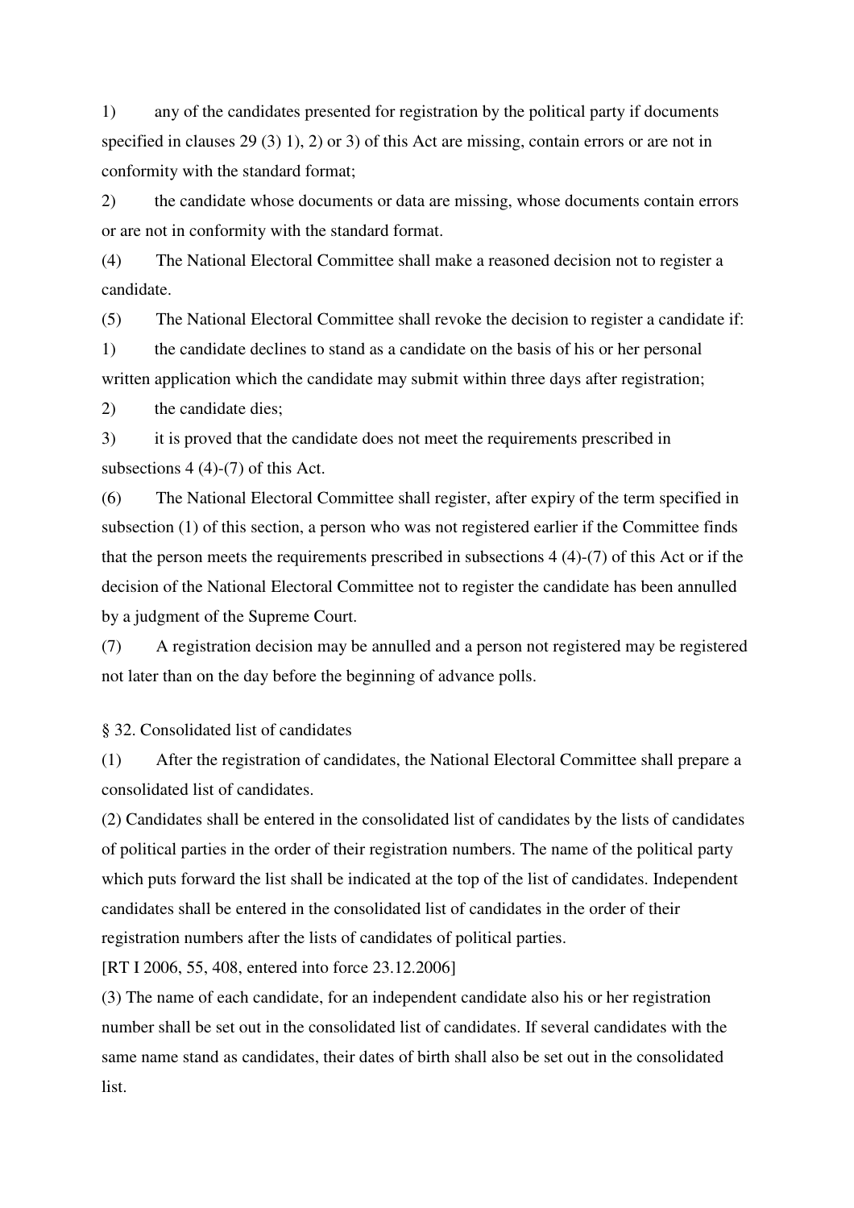1) any of the candidates presented for registration by the political party if documents specified in clauses 29 (3) 1), 2) or 3) of this Act are missing, contain errors or are not in conformity with the standard format;

2) the candidate whose documents or data are missing, whose documents contain errors or are not in conformity with the standard format.

(4) The National Electoral Committee shall make a reasoned decision not to register a candidate.

(5) The National Electoral Committee shall revoke the decision to register a candidate if:

1) the candidate declines to stand as a candidate on the basis of his or her personal written application which the candidate may submit within three days after registration;

2) the candidate dies;

3) it is proved that the candidate does not meet the requirements prescribed in subsections 4 (4)-(7) of this Act.

(6) The National Electoral Committee shall register, after expiry of the term specified in subsection (1) of this section, a person who was not registered earlier if the Committee finds that the person meets the requirements prescribed in subsections 4 (4)-(7) of this Act or if the decision of the National Electoral Committee not to register the candidate has been annulled by a judgment of the Supreme Court.

(7) A registration decision may be annulled and a person not registered may be registered not later than on the day before the beginning of advance polls.

§ 32. Consolidated list of candidates

(1) After the registration of candidates, the National Electoral Committee shall prepare a consolidated list of candidates.

(2) Candidates shall be entered in the consolidated list of candidates by the lists of candidates of political parties in the order of their registration numbers. The name of the political party which puts forward the list shall be indicated at the top of the list of candidates. Independent candidates shall be entered in the consolidated list of candidates in the order of their registration numbers after the lists of candidates of political parties.

[RT I 2006, 55, 408, entered into force 23.12.2006]

(3) The name of each candidate, for an independent candidate also his or her registration number shall be set out in the consolidated list of candidates. If several candidates with the same name stand as candidates, their dates of birth shall also be set out in the consolidated list.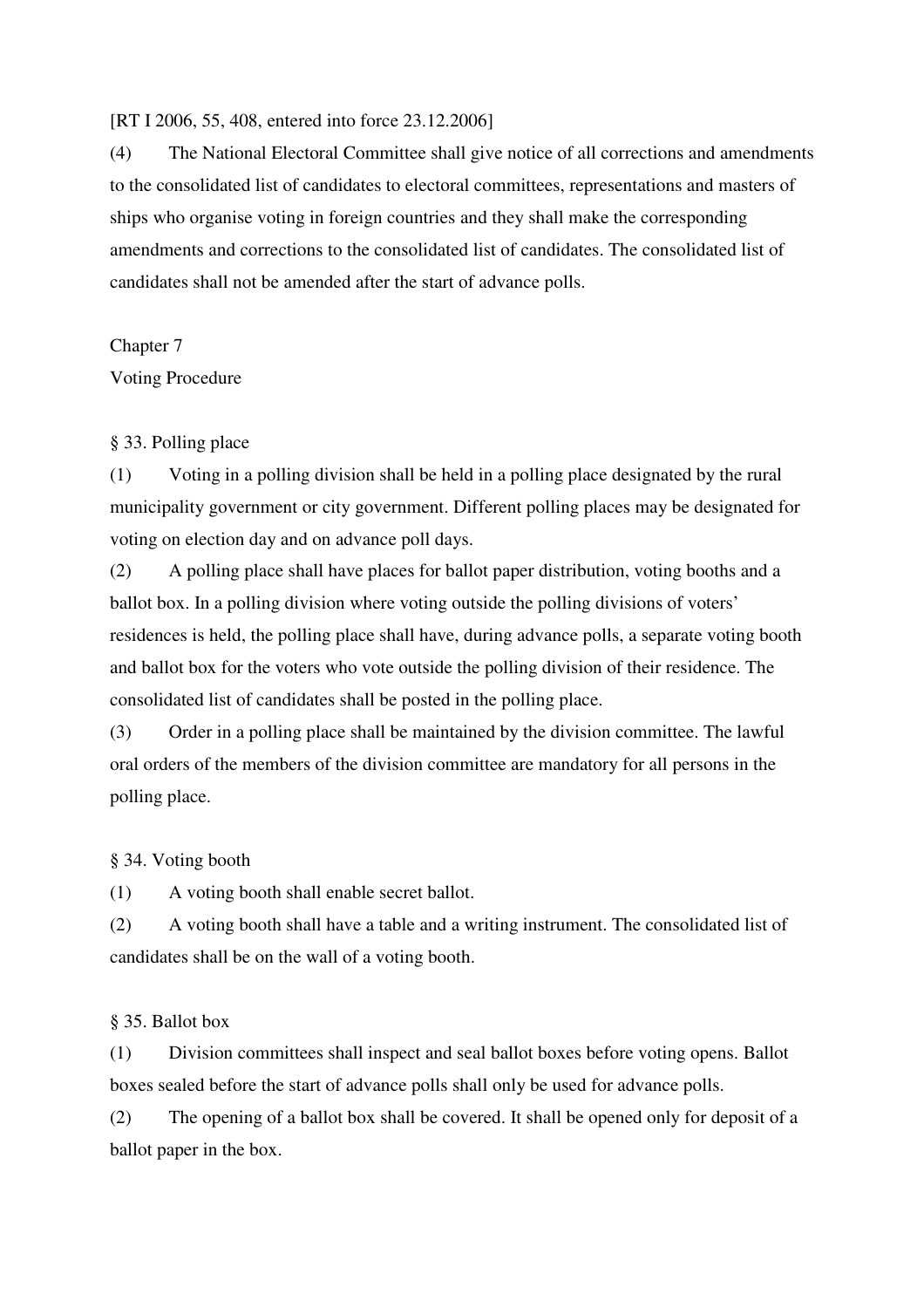[RT I 2006, 55, 408, entered into force 23.12.2006]

(4) The National Electoral Committee shall give notice of all corrections and amendments to the consolidated list of candidates to electoral committees, representations and masters of ships who organise voting in foreign countries and they shall make the corresponding amendments and corrections to the consolidated list of candidates. The consolidated list of candidates shall not be amended after the start of advance polls.

## Chapter 7
## Voting Procedure

### § 33. Polling place

(1) Voting in a polling division shall be held in a polling place designated by the rural municipality government or city government. Different polling places may be designated for voting on election day and on advance poll days.

(2) A polling place shall have places for ballot paper distribution, voting booths and a ballot box. In a polling division where voting outside the polling divisions of voters' residences is held, the polling place shall have, during advance polls, a separate voting booth and ballot box for the voters who vote outside the polling division of their residence. The consolidated list of candidates shall be posted in the polling place.

(3) Order in a polling place shall be maintained by the division committee. The lawful oral orders of the members of the division committee are mandatory for all persons in the polling place.

### § 34. Voting booth

(1) A voting booth shall enable secret ballot.

(2) A voting booth shall have a table and a writing instrument. The consolidated list of candidates shall be on the wall of a voting booth.

### § 35. Ballot box

(1) Division committees shall inspect and seal ballot boxes before voting opens. Ballot boxes sealed before the start of advance polls shall only be used for advance polls.

(2) The opening of a ballot box shall be covered. It shall be opened only for deposit of a ballot paper in the box.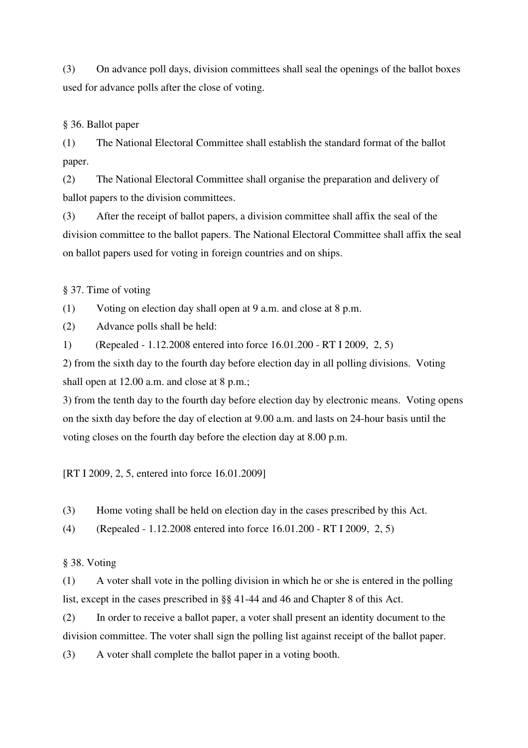(3) On advance poll days, division committees shall seal the openings of the ballot boxes used for advance polls after the close of voting.

§ 36. Ballot paper

(1) The National Electoral Committee shall establish the standard format of the ballot paper.

(2) The National Electoral Committee shall organise the preparation and delivery of ballot papers to the division committees.

(3) After the receipt of ballot papers, a division committee shall affix the seal of the division committee to the ballot papers. The National Electoral Committee shall affix the seal on ballot papers used for voting in foreign countries and on ships.

§ 37. Time of voting

(1) Voting on election day shall open at 9 a.m. and close at 8 p.m.

(2) Advance polls shall be held:

1) (Repealed - 1.12.2008 entered into force 16.01.200 - RT I 2009, 2, 5)

2) from the sixth day to the fourth day before election day in all polling divisions. Voting shall open at 12.00 a.m. and close at 8 p.m.;

3) from the tenth day to the fourth day before election day by electronic means. Voting opens on the sixth day before the day of election at 9.00 a.m. and lasts on 24-hour basis until the voting closes on the fourth day before the election day at 8.00 p.m.

[RT I 2009, 2, 5, entered into force 16.01.2009]

(3) Home voting shall be held on election day in the cases prescribed by this Act.

(4) (Repealed - 1.12.2008 entered into force 16.01.200 - RT I 2009, 2, 5)

§ 38. Voting

(1) A voter shall vote in the polling division in which he or she is entered in the polling list, except in the cases prescribed in §§ 41-44 and 46 and Chapter 8 of this Act.

(2) In order to receive a ballot paper, a voter shall present an identity document to the division committee. The voter shall sign the polling list against receipt of the ballot paper.

(3) A voter shall complete the ballot paper in a voting booth.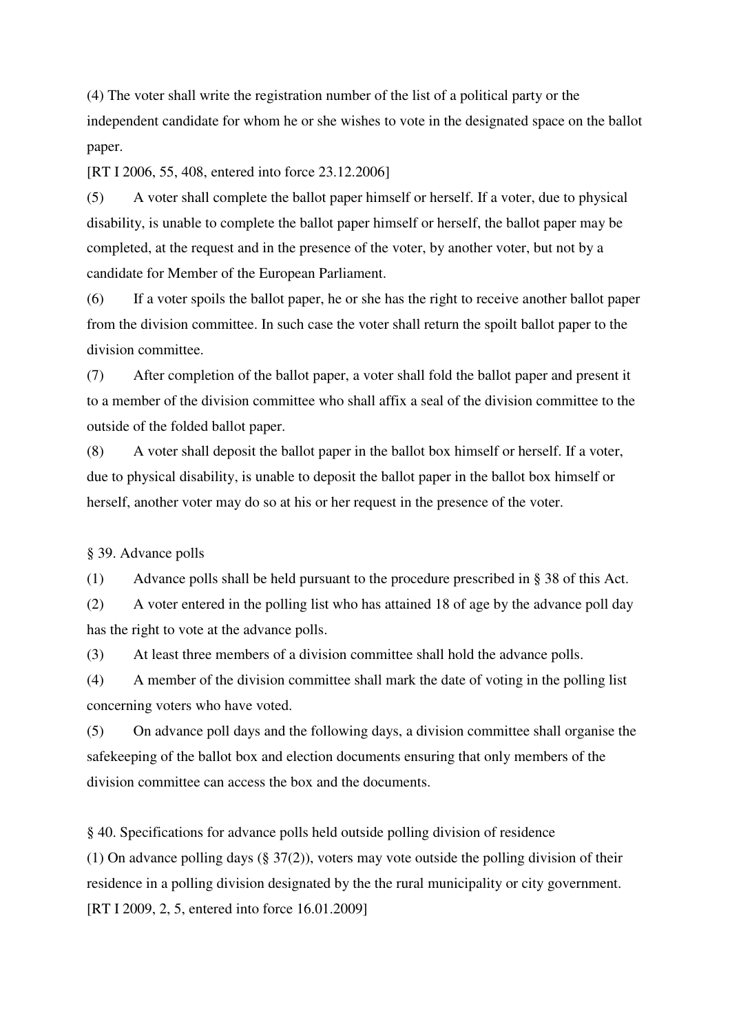(4) The voter shall write the registration number of the list of a political party or the independent candidate for whom he or she wishes to vote in the designated space on the ballot paper.

[RT I 2006, 55, 408, entered into force 23.12.2006]

(5) A voter shall complete the ballot paper himself or herself. If a voter, due to physical disability, is unable to complete the ballot paper himself or herself, the ballot paper may be completed, at the request and in the presence of the voter, by another voter, but not by a candidate for Member of the European Parliament.

(6) If a voter spoils the ballot paper, he or she has the right to receive another ballot paper from the division committee. In such case the voter shall return the spoilt ballot paper to the division committee.

(7) After completion of the ballot paper, a voter shall fold the ballot paper and present it to a member of the division committee who shall affix a seal of the division committee to the outside of the folded ballot paper.

(8) A voter shall deposit the ballot paper in the ballot box himself or herself. If a voter, due to physical disability, is unable to deposit the ballot paper in the ballot box himself or herself, another voter may do so at his or her request in the presence of the voter.

§ 39. Advance polls

(1) Advance polls shall be held pursuant to the procedure prescribed in § 38 of this Act.

(2) A voter entered in the polling list who has attained 18 of age by the advance poll day has the right to vote at the advance polls.

(3) At least three members of a division committee shall hold the advance polls.

(4) A member of the division committee shall mark the date of voting in the polling list concerning voters who have voted.

(5) On advance poll days and the following days, a division committee shall organise the safekeeping of the ballot box and election documents ensuring that only members of the division committee can access the box and the documents.

§ 40. Specifications for advance polls held outside polling division of residence

(1) On advance polling days (§ 37(2)), voters may vote outside the polling division of their residence in a polling division designated by the the rural municipality or city government.

[RT I 2009, 2, 5, entered into force 16.01.2009]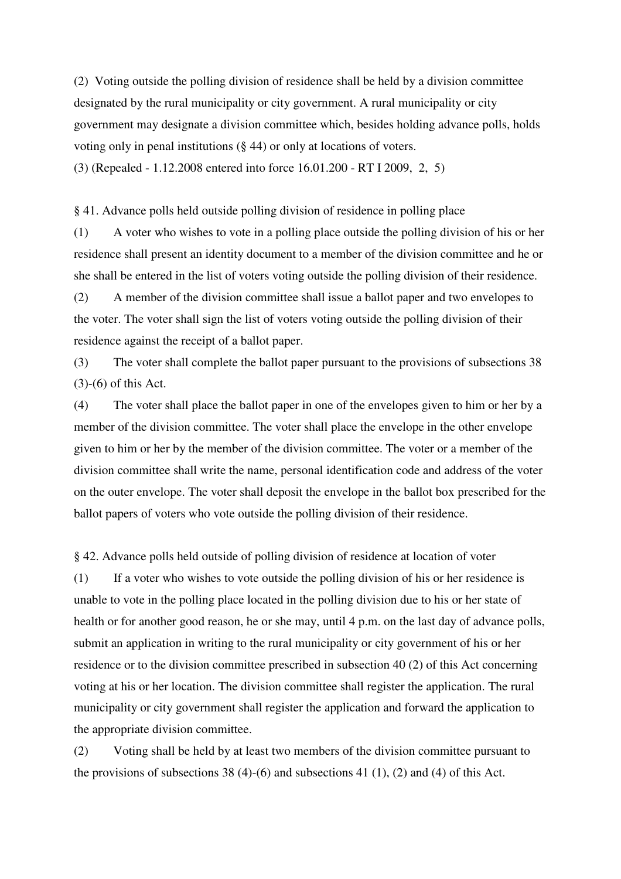(2) Voting outside the polling division of residence shall be held by a division committee designated by the rural municipality or city government. A rural municipality or city government may designate a division committee which, besides holding advance polls, holds voting only in penal institutions (§ 44) or only at locations of voters.

(3) (Repealed - 1.12.2008 entered into force 16.01.200 - RT I 2009, 2, 5)

§ 41. Advance polls held outside polling division of residence in polling place

(1) A voter who wishes to vote in a polling place outside the polling division of his or her residence shall present an identity document to a member of the division committee and he or she shall be entered in the list of voters voting outside the polling division of their residence.

(2) A member of the division committee shall issue a ballot paper and two envelopes to the voter. The voter shall sign the list of voters voting outside the polling division of their residence against the receipt of a ballot paper.

(3) The voter shall complete the ballot paper pursuant to the provisions of subsections 38 (3)-(6) of this Act.

(4) The voter shall place the ballot paper in one of the envelopes given to him or her by a member of the division committee. The voter shall place the envelope in the other envelope given to him or her by the member of the division committee. The voter or a member of the division committee shall write the name, personal identification code and address of the voter on the outer envelope. The voter shall deposit the envelope in the ballot box prescribed for the ballot papers of voters who vote outside the polling division of their residence.

§ 42. Advance polls held outside of polling division of residence at location of voter

(1) If a voter who wishes to vote outside the polling division of his or her residence is unable to vote in the polling place located in the polling division due to his or her state of health or for another good reason, he or she may, until 4 p.m. on the last day of advance polls, submit an application in writing to the rural municipality or city government of his or her residence or to the division committee prescribed in subsection 40 (2) of this Act concerning voting at his or her location. The division committee shall register the application. The rural municipality or city government shall register the application and forward the application to the appropriate division committee.

(2) Voting shall be held by at least two members of the division committee pursuant to the provisions of subsections 38 (4)-(6) and subsections 41 (1), (2) and (4) of this Act.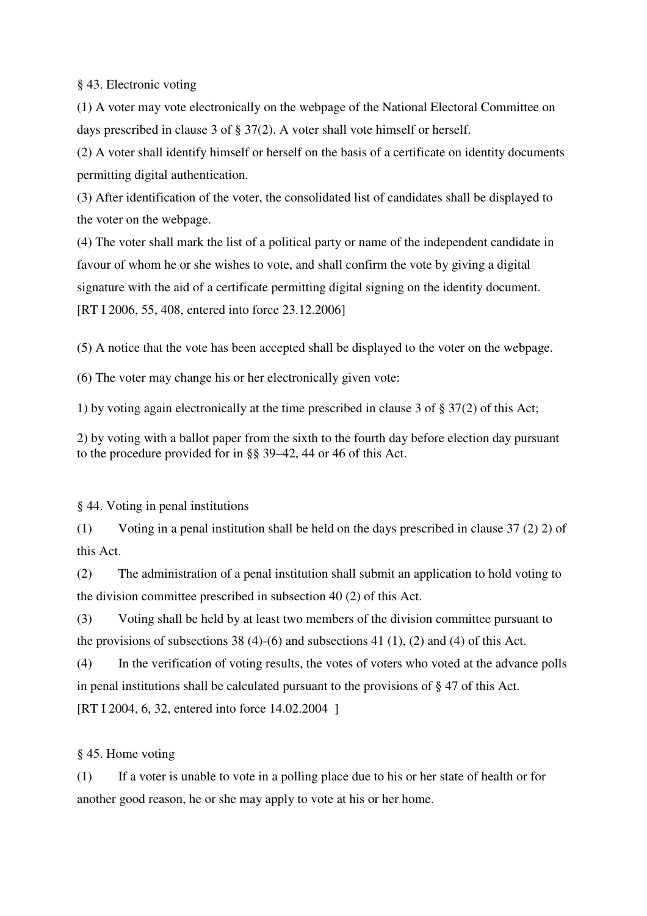§ 43. Electronic voting

(1) A voter may vote electronically on the webpage of the National Electoral Committee on days prescribed in clause 3 of § 37(2). A voter shall vote himself or herself.

(2) A voter shall identify himself or herself on the basis of a certificate on identity documents permitting digital authentication.

(3) After identification of the voter, the consolidated list of candidates shall be displayed to the voter on the webpage.

(4) The voter shall mark the list of a political party or name of the independent candidate in favour of whom he or she wishes to vote, and shall confirm the vote by giving a digital signature with the aid of a certificate permitting digital signing on the identity document.
[RT I 2006, 55, 408, entered into force 23.12.2006]

(5) A notice that the vote has been accepted shall be displayed to the voter on the webpage.

(6) The voter may change his or her electronically given vote:

1) by voting again electronically at the time prescribed in clause 3 of § 37(2) of this Act;

2) by voting with a ballot paper from the sixth to the fourth day before election day pursuant to the procedure provided for in §§ 39–42, 44 or 46 of this Act.

§ 44. Voting in penal institutions

(1) Voting in a penal institution shall be held on the days prescribed in clause 37 (2) 2) of this Act.

(2) The administration of a penal institution shall submit an application to hold voting to the division committee prescribed in subsection 40 (2) of this Act.

(3) Voting shall be held by at least two members of the division committee pursuant to the provisions of subsections 38 (4)-(6) and subsections 41 (1), (2) and (4) of this Act.

(4) In the verification of voting results, the votes of voters who voted at the advance polls in penal institutions shall be calculated pursuant to the provisions of § 47 of this Act.
[RT I 2004, 6, 32, entered into force 14.02.2004 ]

§ 45. Home voting

(1) If a voter is unable to vote in a polling place due to his or her state of health or for another good reason, he or she may apply to vote at his or her home.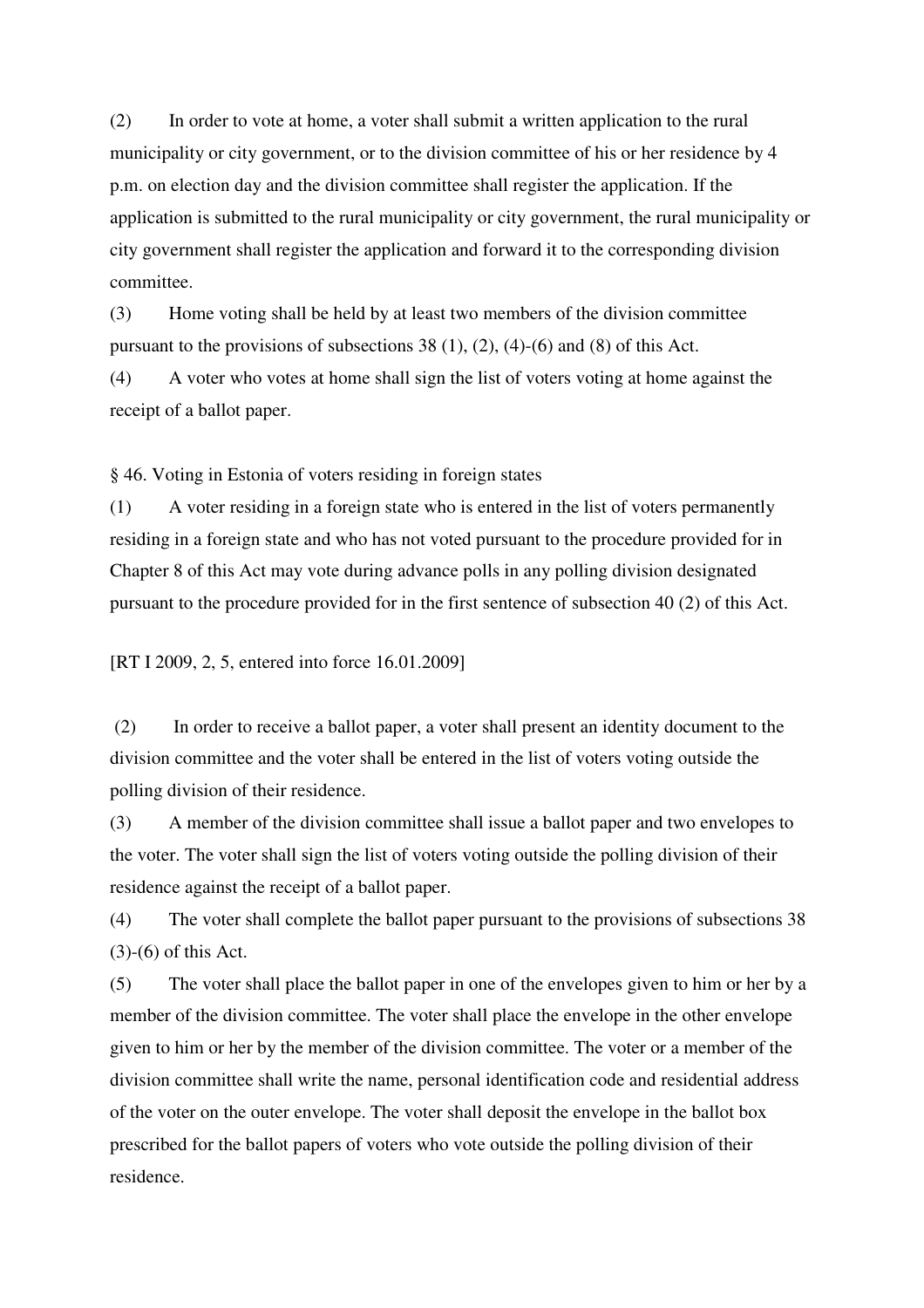(2) In order to vote at home, a voter shall submit a written application to the rural municipality or city government, or to the division committee of his or her residence by 4 p.m. on election day and the division committee shall register the application. If the application is submitted to the rural municipality or city government, the rural municipality or city government shall register the application and forward it to the corresponding division committee.

(3) Home voting shall be held by at least two members of the division committee pursuant to the provisions of subsections 38 (1), (2), (4)-(6) and (8) of this Act.

(4) A voter who votes at home shall sign the list of voters voting at home against the receipt of a ballot paper.

§ 46. Voting in Estonia of voters residing in foreign states

(1) A voter residing in a foreign state who is entered in the list of voters permanently residing in a foreign state and who has not voted pursuant to the procedure provided for in Chapter 8 of this Act may vote during advance polls in any polling division designated pursuant to the procedure provided for in the first sentence of subsection 40 (2) of this Act.

[RT I 2009, 2, 5, entered into force 16.01.2009]

(2) In order to receive a ballot paper, a voter shall present an identity document to the division committee and the voter shall be entered in the list of voters voting outside the polling division of their residence.

(3) A member of the division committee shall issue a ballot paper and two envelopes to the voter. The voter shall sign the list of voters voting outside the polling division of their residence against the receipt of a ballot paper.

(4) The voter shall complete the ballot paper pursuant to the provisions of subsections 38 (3)-(6) of this Act.

(5) The voter shall place the ballot paper in one of the envelopes given to him or her by a member of the division committee. The voter shall place the envelope in the other envelope given to him or her by the member of the division committee. The voter or a member of the division committee shall write the name, personal identification code and residential address of the voter on the outer envelope. The voter shall deposit the envelope in the ballot box prescribed for the ballot papers of voters who vote outside the polling division of their residence.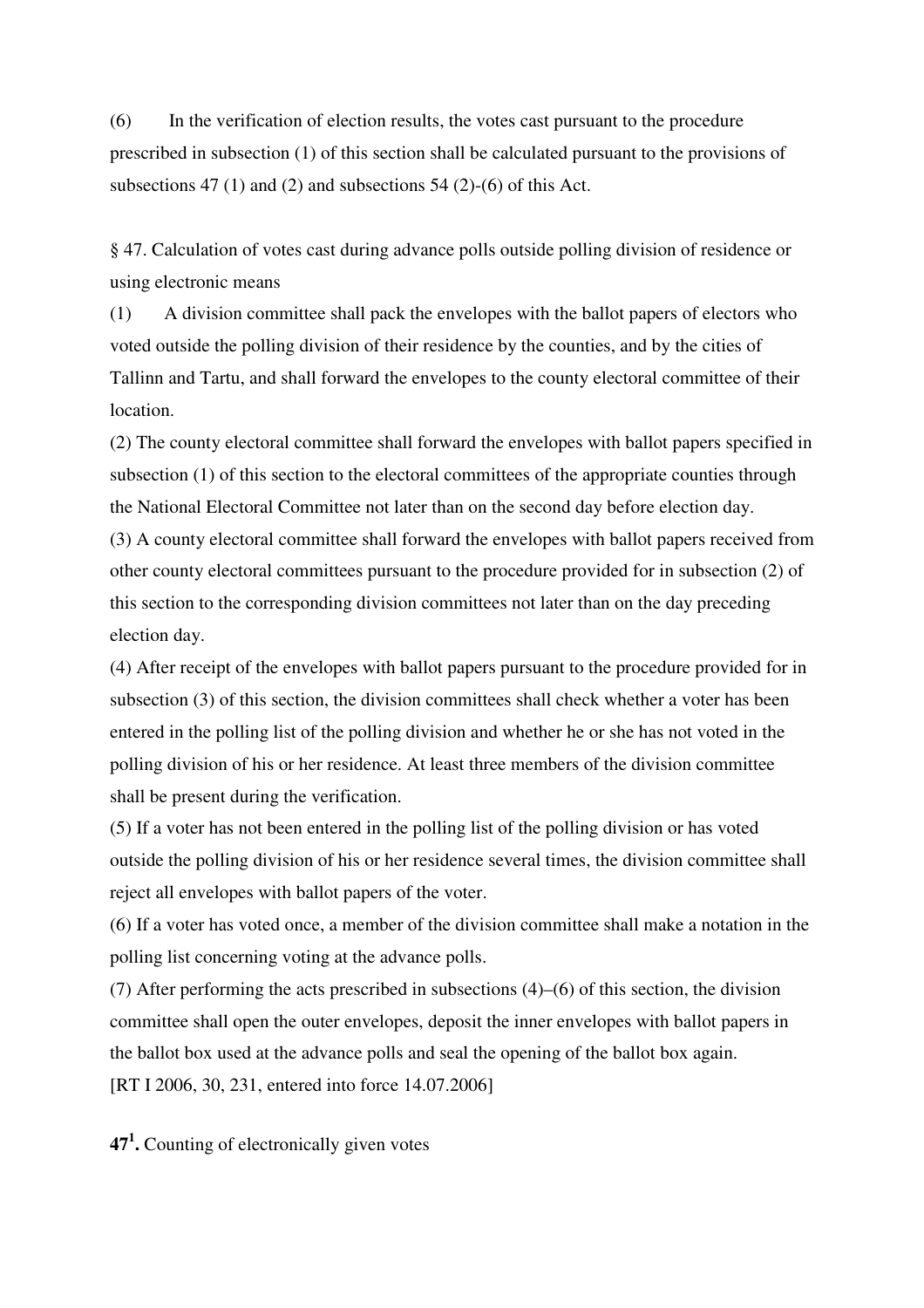(6) In the verification of election results, the votes cast pursuant to the procedure prescribed in subsection (1) of this section shall be calculated pursuant to the provisions of subsections 47 (1) and (2) and subsections 54 (2)-(6) of this Act.

§ 47. Calculation of votes cast during advance polls outside polling division of residence or using electronic means

(1) A division committee shall pack the envelopes with the ballot papers of electors who voted outside the polling division of their residence by the counties, and by the cities of Tallinn and Tartu, and shall forward the envelopes to the county electoral committee of their location.

(2) The county electoral committee shall forward the envelopes with ballot papers specified in subsection (1) of this section to the electoral committees of the appropriate counties through the National Electoral Committee not later than on the second day before election day.

(3) A county electoral committee shall forward the envelopes with ballot papers received from other county electoral committees pursuant to the procedure provided for in subsection (2) of this section to the corresponding division committees not later than on the day preceding election day.

(4) After receipt of the envelopes with ballot papers pursuant to the procedure provided for in subsection (3) of this section, the division committees shall check whether a voter has been entered in the polling list of the polling division and whether he or she has not voted in the polling division of his or her residence. At least three members of the division committee shall be present during the verification.

(5) If a voter has not been entered in the polling list of the polling division or has voted outside the polling division of his or her residence several times, the division committee shall reject all envelopes with ballot papers of the voter.

(6) If a voter has voted once, a member of the division committee shall make a notation in the polling list concerning voting at the advance polls.

(7) After performing the acts prescribed in subsections (4)–(6) of this section, the division committee shall open the outer envelopes, deposit the inner envelopes with ballot papers in the ballot box used at the advance polls and seal the opening of the ballot box again.

[RT I 2006, 30, 231, entered into force 14.07.2006]

**47[1].** Counting of electronically given votes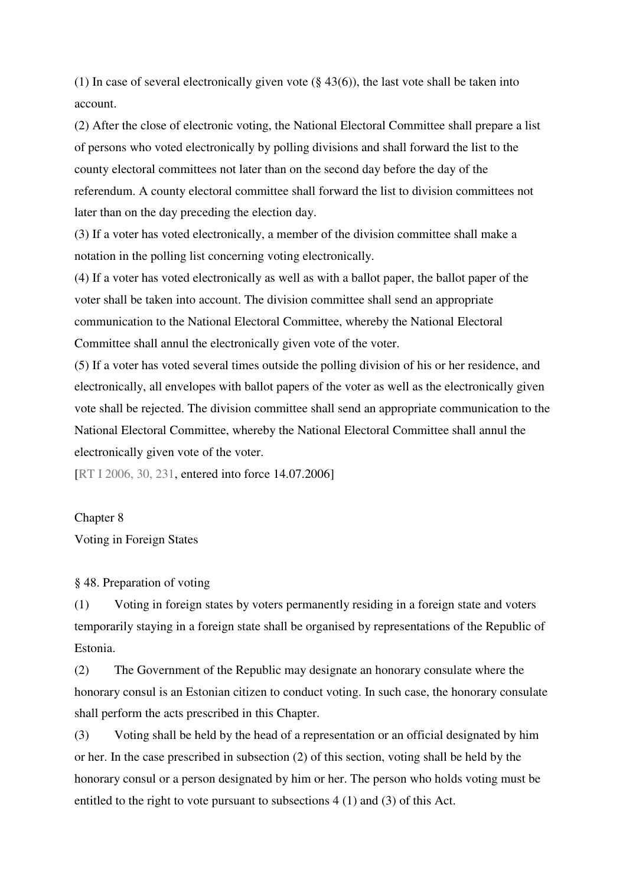(1) In case of several electronically given vote (§ 43(6)), the last vote shall be taken into account.

(2) After the close of electronic voting, the National Electoral Committee shall prepare a list of persons who voted electronically by polling divisions and shall forward the list to the county electoral committees not later than on the second day before the day of the referendum. A county electoral committee shall forward the list to division committees not later than on the day preceding the election day.

(3) If a voter has voted electronically, a member of the division committee shall make a notation in the polling list concerning voting electronically.

(4) If a voter has voted electronically as well as with a ballot paper, the ballot paper of the voter shall be taken into account. The division committee shall send an appropriate communication to the National Electoral Committee, whereby the National Electoral Committee shall annul the electronically given vote of the voter.

(5) If a voter has voted several times outside the polling division of his or her residence, and electronically, all envelopes with ballot papers of the voter as well as the electronically given vote shall be rejected. The division committee shall send an appropriate communication to the National Electoral Committee, whereby the National Electoral Committee shall annul the electronically given vote of the voter.

[RT I 2006, 30, 231, entered into force 14.07.2006]

## Chapter 8
## Voting in Foreign States

### § 48. Preparation of voting

(1) Voting in foreign states by voters permanently residing in a foreign state and voters temporarily staying in a foreign state shall be organised by representations of the Republic of Estonia.

(2) The Government of the Republic may designate an honorary consulate where the honorary consul is an Estonian citizen to conduct voting. In such case, the honorary consulate shall perform the acts prescribed in this Chapter.

(3) Voting shall be held by the head of a representation or an official designated by him or her. In the case prescribed in subsection (2) of this section, voting shall be held by the honorary consul or a person designated by him or her. The person who holds voting must be entitled to the right to vote pursuant to subsections 4 (1) and (3) of this Act.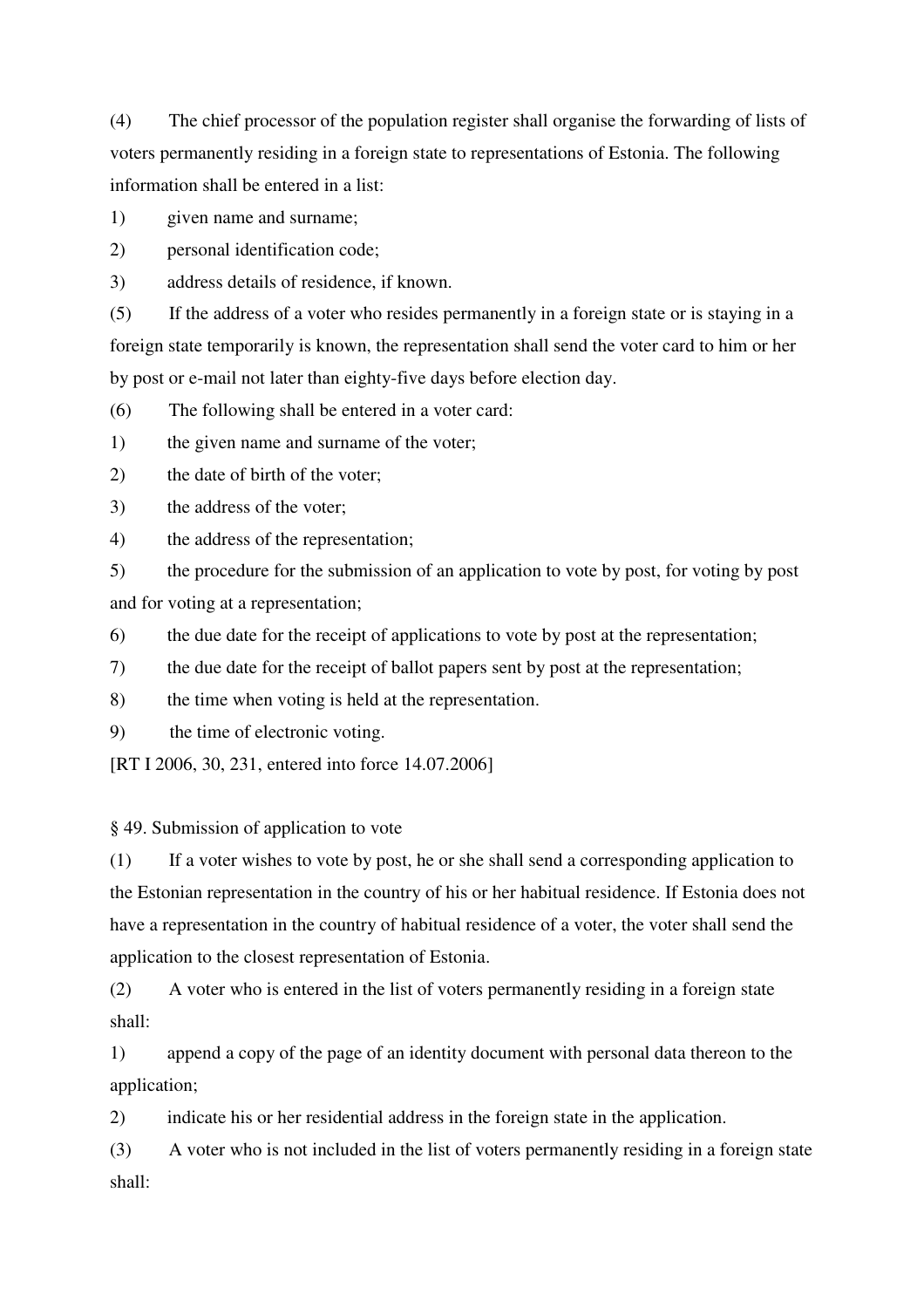(4) The chief processor of the population register shall organise the forwarding of lists of voters permanently residing in a foreign state to representations of Estonia. The following information shall be entered in a list:

1) given name and surname;

2) personal identification code;

3) address details of residence, if known.

(5) If the address of a voter who resides permanently in a foreign state or is staying in a foreign state temporarily is known, the representation shall send the voter card to him or her by post or e-mail not later than eighty-five days before election day.

(6) The following shall be entered in a voter card:

1) the given name and surname of the voter;

2) the date of birth of the voter;

3) the address of the voter;

4) the address of the representation;

5) the procedure for the submission of an application to vote by post, for voting by post and for voting at a representation;

6) the due date for the receipt of applications to vote by post at the representation;

7) the due date for the receipt of ballot papers sent by post at the representation;

8) the time when voting is held at the representation.

9) the time of electronic voting.

[RT I 2006, 30, 231, entered into force 14.07.2006]

§ 49. Submission of application to vote

(1) If a voter wishes to vote by post, he or she shall send a corresponding application to the Estonian representation in the country of his or her habitual residence. If Estonia does not have a representation in the country of habitual residence of a voter, the voter shall send the application to the closest representation of Estonia.

(2) A voter who is entered in the list of voters permanently residing in a foreign state shall:

1) append a copy of the page of an identity document with personal data thereon to the application;

2) indicate his or her residential address in the foreign state in the application.

(3) A voter who is not included in the list of voters permanently residing in a foreign state shall: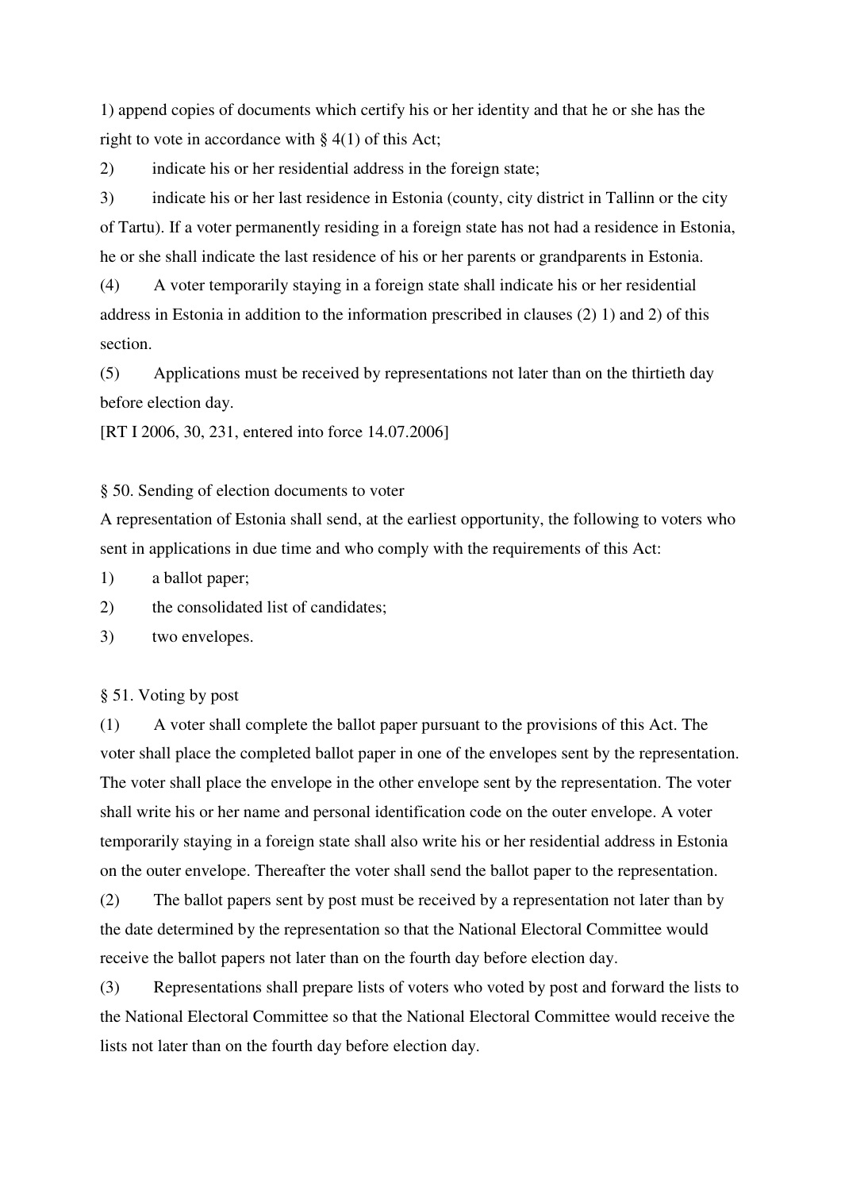1) append copies of documents which certify his or her identity and that he or she has the right to vote in accordance with § 4(1) of this Act;

2) indicate his or her residential address in the foreign state;

3) indicate his or her last residence in Estonia (county, city district in Tallinn or the city of Tartu). If a voter permanently residing in a foreign state has not had a residence in Estonia, he or she shall indicate the last residence of his or her parents or grandparents in Estonia.

(4) A voter temporarily staying in a foreign state shall indicate his or her residential address in Estonia in addition to the information prescribed in clauses (2) 1) and 2) of this section.

(5) Applications must be received by representations not later than on the thirtieth day before election day.

[RT I 2006, 30, 231, entered into force 14.07.2006]

§ 50. Sending of election documents to voter

A representation of Estonia shall send, at the earliest opportunity, the following to voters who sent in applications in due time and who comply with the requirements of this Act:

1) a ballot paper;

2) the consolidated list of candidates;

3) two envelopes.

§ 51. Voting by post

(1) A voter shall complete the ballot paper pursuant to the provisions of this Act. The voter shall place the completed ballot paper in one of the envelopes sent by the representation. The voter shall place the envelope in the other envelope sent by the representation. The voter shall write his or her name and personal identification code on the outer envelope. A voter temporarily staying in a foreign state shall also write his or her residential address in Estonia on the outer envelope. Thereafter the voter shall send the ballot paper to the representation.

(2) The ballot papers sent by post must be received by a representation not later than by the date determined by the representation so that the National Electoral Committee would receive the ballot papers not later than on the fourth day before election day.

(3) Representations shall prepare lists of voters who voted by post and forward the lists to the National Electoral Committee so that the National Electoral Committee would receive the lists not later than on the fourth day before election day.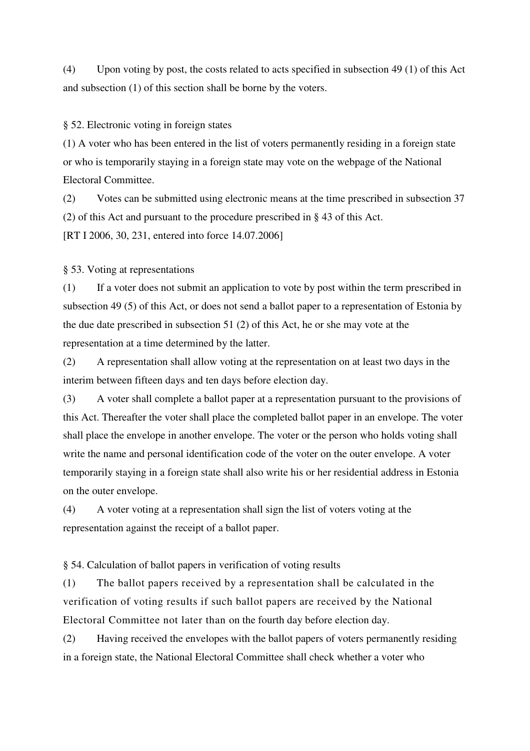(4) Upon voting by post, the costs related to acts specified in subsection 49 (1) of this Act and subsection (1) of this section shall be borne by the voters.

§ 52. Electronic voting in foreign states

(1) A voter who has been entered in the list of voters permanently residing in a foreign state or who is temporarily staying in a foreign state may vote on the webpage of the National Electoral Committee.

(2) Votes can be submitted using electronic means at the time prescribed in subsection 37 (2) of this Act and pursuant to the procedure prescribed in § 43 of this Act.

[RT I 2006, 30, 231, entered into force 14.07.2006]

§ 53. Voting at representations

(1) If a voter does not submit an application to vote by post within the term prescribed in subsection 49 (5) of this Act, or does not send a ballot paper to a representation of Estonia by the due date prescribed in subsection 51 (2) of this Act, he or she may vote at the representation at a time determined by the latter.

(2) A representation shall allow voting at the representation on at least two days in the interim between fifteen days and ten days before election day.

(3) A voter shall complete a ballot paper at a representation pursuant to the provisions of this Act. Thereafter the voter shall place the completed ballot paper in an envelope. The voter shall place the envelope in another envelope. The voter or the person who holds voting shall write the name and personal identification code of the voter on the outer envelope. A voter temporarily staying in a foreign state shall also write his or her residential address in Estonia on the outer envelope.

(4) A voter voting at a representation shall sign the list of voters voting at the representation against the receipt of a ballot paper.

§ 54. Calculation of ballot papers in verification of voting results

(1) The ballot papers received by a representation shall be calculated in the verification of voting results if such ballot papers are received by the National Electoral Committee not later than on the fourth day before election day.

(2) Having received the envelopes with the ballot papers of voters permanently residing in a foreign state, the National Electoral Committee shall check whether a voter who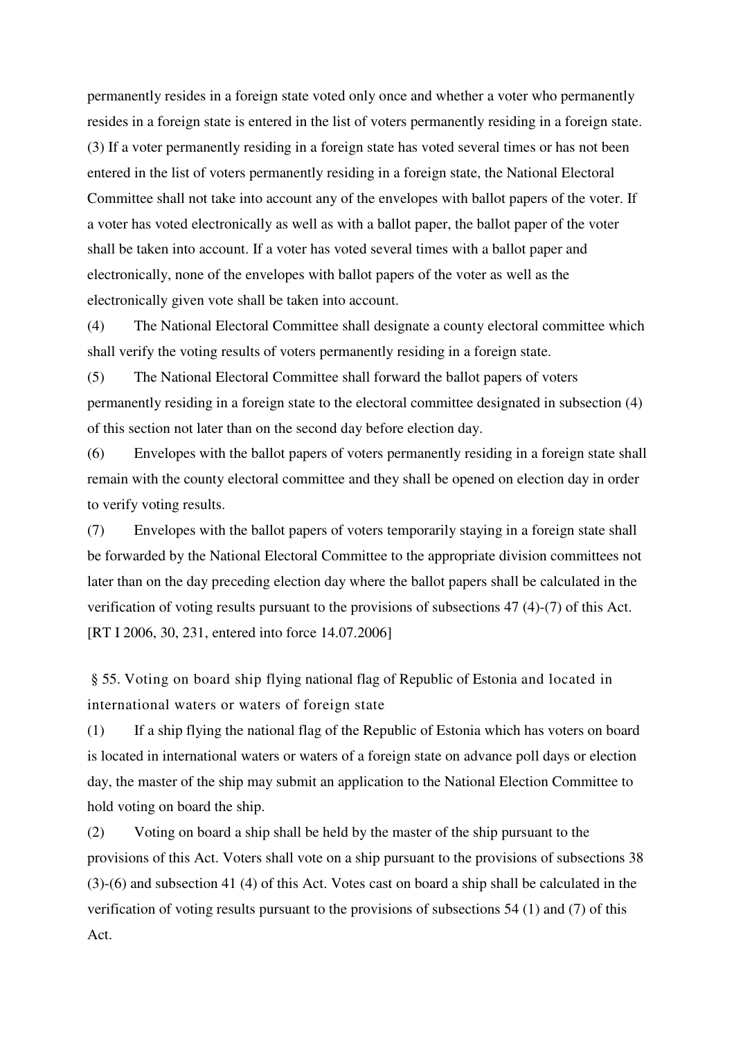permanently resides in a foreign state voted only once and whether a voter who permanently resides in a foreign state is entered in the list of voters permanently residing in a foreign state.

(3) If a voter permanently residing in a foreign state has voted several times or has not been entered in the list of voters permanently residing in a foreign state, the National Electoral Committee shall not take into account any of the envelopes with ballot papers of the voter. If a voter has voted electronically as well as with a ballot paper, the ballot paper of the voter shall be taken into account. If a voter has voted several times with a ballot paper and electronically, none of the envelopes with ballot papers of the voter as well as the electronically given vote shall be taken into account.

(4) The National Electoral Committee shall designate a county electoral committee which shall verify the voting results of voters permanently residing in a foreign state.

(5) The National Electoral Committee shall forward the ballot papers of voters permanently residing in a foreign state to the electoral committee designated in subsection (4) of this section not later than on the second day before election day.

(6) Envelopes with the ballot papers of voters permanently residing in a foreign state shall remain with the county electoral committee and they shall be opened on election day in order to verify voting results.

(7) Envelopes with the ballot papers of voters temporarily staying in a foreign state shall be forwarded by the National Electoral Committee to the appropriate division committees not later than on the day preceding election day where the ballot papers shall be calculated in the verification of voting results pursuant to the provisions of subsections 47 (4)-(7) of this Act. [RT I 2006, 30, 231, entered into force 14.07.2006]

§ 55. Voting on board ship flying national flag of Republic of Estonia and located in international waters or waters of foreign state

(1) If a ship flying the national flag of the Republic of Estonia which has voters on board is located in international waters or waters of a foreign state on advance poll days or election day, the master of the ship may submit an application to the National Election Committee to hold voting on board the ship.

(2) Voting on board a ship shall be held by the master of the ship pursuant to the provisions of this Act. Voters shall vote on a ship pursuant to the provisions of subsections 38 (3)-(6) and subsection 41 (4) of this Act. Votes cast on board a ship shall be calculated in the verification of voting results pursuant to the provisions of subsections 54 (1) and (7) of this Act.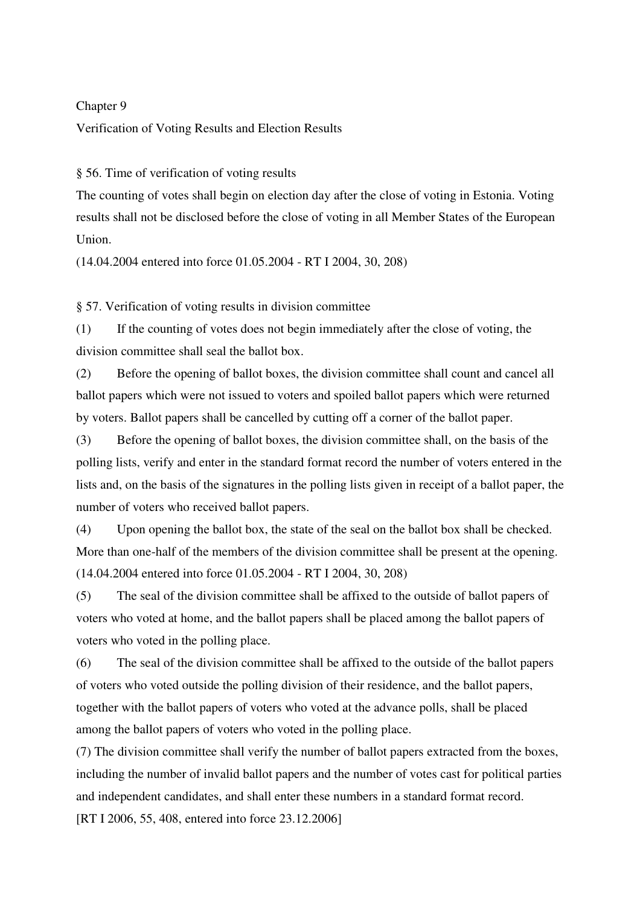## Chapter 9

## Verification of Voting Results and Election Results

### § 56. Time of verification of voting results

The counting of votes shall begin on election day after the close of voting in Estonia. Voting results shall not be disclosed before the close of voting in all Member States of the European Union.

(14.04.2004 entered into force 01.05.2004 - RT I 2004, 30, 208)

### § 57. Verification of voting results in division committee

(1) If the counting of votes does not begin immediately after the close of voting, the division committee shall seal the ballot box.

(2) Before the opening of ballot boxes, the division committee shall count and cancel all ballot papers which were not issued to voters and spoiled ballot papers which were returned by voters. Ballot papers shall be cancelled by cutting off a corner of the ballot paper.

(3) Before the opening of ballot boxes, the division committee shall, on the basis of the polling lists, verify and enter in the standard format record the number of voters entered in the lists and, on the basis of the signatures in the polling lists given in receipt of a ballot paper, the number of voters who received ballot papers.

(4) Upon opening the ballot box, the state of the seal on the ballot box shall be checked. More than one-half of the members of the division committee shall be present at the opening.

(14.04.2004 entered into force 01.05.2004 - RT I 2004, 30, 208)

(5) The seal of the division committee shall be affixed to the outside of ballot papers of voters who voted at home, and the ballot papers shall be placed among the ballot papers of voters who voted in the polling place.

(6) The seal of the division committee shall be affixed to the outside of the ballot papers of voters who voted outside the polling division of their residence, and the ballot papers, together with the ballot papers of voters who voted at the advance polls, shall be placed among the ballot papers of voters who voted in the polling place.

(7) The division committee shall verify the number of ballot papers extracted from the boxes, including the number of invalid ballot papers and the number of votes cast for political parties and independent candidates, and shall enter these numbers in a standard format record.

[RT I 2006, 55, 408, entered into force 23.12.2006]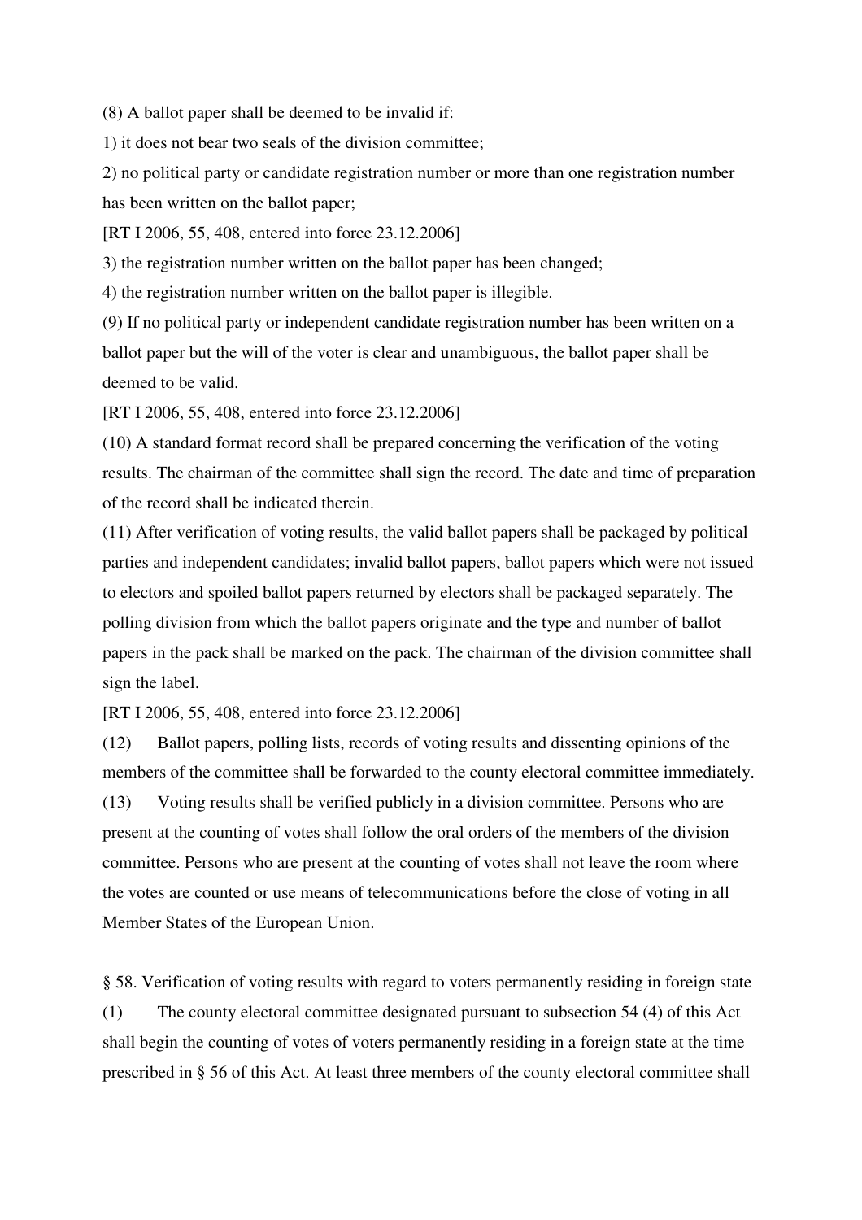(8) A ballot paper shall be deemed to be invalid if:

1) it does not bear two seals of the division committee;

2) no political party or candidate registration number or more than one registration number has been written on the ballot paper;

[RT I 2006, 55, 408, entered into force 23.12.2006]

3) the registration number written on the ballot paper has been changed;

4) the registration number written on the ballot paper is illegible.

(9) If no political party or independent candidate registration number has been written on a ballot paper but the will of the voter is clear and unambiguous, the ballot paper shall be deemed to be valid.

[RT I 2006, 55, 408, entered into force 23.12.2006]

(10) A standard format record shall be prepared concerning the verification of the voting results. The chairman of the committee shall sign the record. The date and time of preparation of the record shall be indicated therein.

(11) After verification of voting results, the valid ballot papers shall be packaged by political parties and independent candidates; invalid ballot papers, ballot papers which were not issued to electors and spoiled ballot papers returned by electors shall be packaged separately. The polling division from which the ballot papers originate and the type and number of ballot papers in the pack shall be marked on the pack. The chairman of the division committee shall sign the label.

[RT I 2006, 55, 408, entered into force 23.12.2006]

(12) Ballot papers, polling lists, records of voting results and dissenting opinions of the members of the committee shall be forwarded to the county electoral committee immediately.

(13) Voting results shall be verified publicly in a division committee. Persons who are present at the counting of votes shall follow the oral orders of the members of the division committee. Persons who are present at the counting of votes shall not leave the room where the votes are counted or use means of telecommunications before the close of voting in all Member States of the European Union.

§ 58. Verification of voting results with regard to voters permanently residing in foreign state

(1) The county electoral committee designated pursuant to subsection 54 (4) of this Act shall begin the counting of votes of voters permanently residing in a foreign state at the time prescribed in § 56 of this Act. At least three members of the county electoral committee shall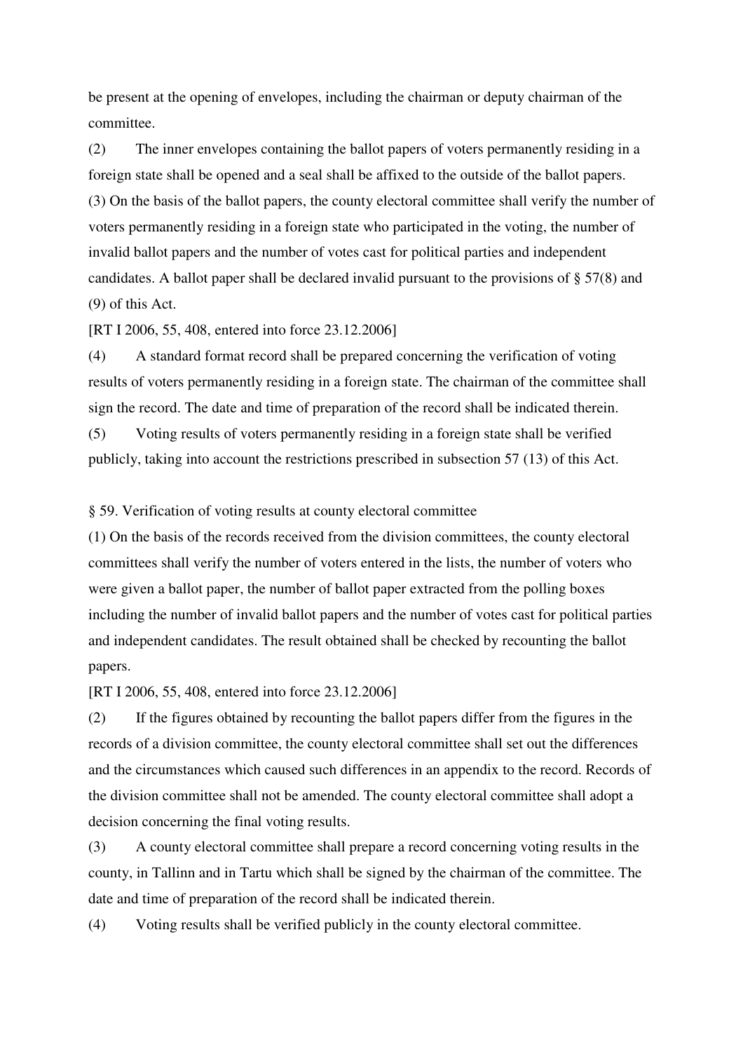be present at the opening of envelopes, including the chairman or deputy chairman of the committee.

(2) The inner envelopes containing the ballot papers of voters permanently residing in a foreign state shall be opened and a seal shall be affixed to the outside of the ballot papers.

(3) On the basis of the ballot papers, the county electoral committee shall verify the number of voters permanently residing in a foreign state who participated in the voting, the number of invalid ballot papers and the number of votes cast for political parties and independent candidates. A ballot paper shall be declared invalid pursuant to the provisions of § 57(8) and (9) of this Act.

[RT I 2006, 55, 408, entered into force 23.12.2006]

(4) A standard format record shall be prepared concerning the verification of voting results of voters permanently residing in a foreign state. The chairman of the committee shall sign the record. The date and time of preparation of the record shall be indicated therein.

(5) Voting results of voters permanently residing in a foreign state shall be verified publicly, taking into account the restrictions prescribed in subsection 57 (13) of this Act.

§ 59. Verification of voting results at county electoral committee

(1) On the basis of the records received from the division committees, the county electoral committees shall verify the number of voters entered in the lists, the number of voters who were given a ballot paper, the number of ballot paper extracted from the polling boxes including the number of invalid ballot papers and the number of votes cast for political parties and independent candidates. The result obtained shall be checked by recounting the ballot papers.

[RT I 2006, 55, 408, entered into force 23.12.2006]

(2) If the figures obtained by recounting the ballot papers differ from the figures in the records of a division committee, the county electoral committee shall set out the differences and the circumstances which caused such differences in an appendix to the record. Records of the division committee shall not be amended. The county electoral committee shall adopt a decision concerning the final voting results.

(3) A county electoral committee shall prepare a record concerning voting results in the county, in Tallinn and in Tartu which shall be signed by the chairman of the committee. The date and time of preparation of the record shall be indicated therein.

(4) Voting results shall be verified publicly in the county electoral committee.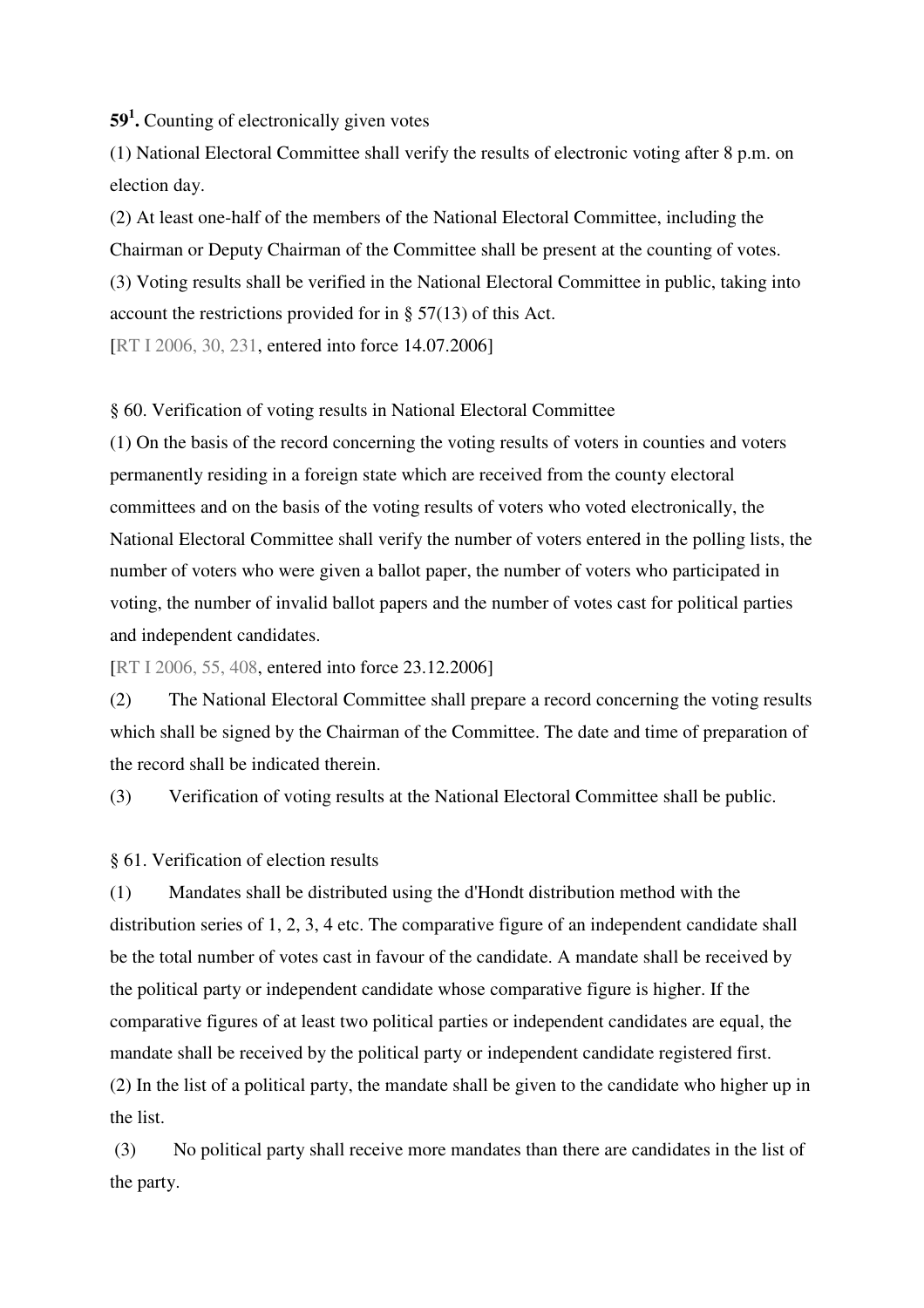**59[1].** Counting of electronically given votes

(1) National Electoral Committee shall verify the results of electronic voting after 8 p.m. on election day.

(2) At least one-half of the members of the National Electoral Committee, including the Chairman or Deputy Chairman of the Committee shall be present at the counting of votes.

(3) Voting results shall be verified in the National Electoral Committee in public, taking into account the restrictions provided for in § 57(13) of this Act.

[RT I 2006, 30, 231, entered into force 14.07.2006]

§ 60. Verification of voting results in National Electoral Committee

(1) On the basis of the record concerning the voting results of voters in counties and voters permanently residing in a foreign state which are received from the county electoral committees and on the basis of the voting results of voters who voted electronically, the National Electoral Committee shall verify the number of voters entered in the polling lists, the number of voters who were given a ballot paper, the number of voters who participated in voting, the number of invalid ballot papers and the number of votes cast for political parties and independent candidates.

[RT I 2006, 55, 408, entered into force 23.12.2006]

(2) The National Electoral Committee shall prepare a record concerning the voting results which shall be signed by the Chairman of the Committee. The date and time of preparation of the record shall be indicated therein.

(3) Verification of voting results at the National Electoral Committee shall be public.

§ 61. Verification of election results

(1) Mandates shall be distributed using the d'Hondt distribution method with the distribution series of 1, 2, 3, 4 etc. The comparative figure of an independent candidate shall be the total number of votes cast in favour of the candidate. A mandate shall be received by the political party or independent candidate whose comparative figure is higher. If the comparative figures of at least two political parties or independent candidates are equal, the mandate shall be received by the political party or independent candidate registered first.

(2) In the list of a political party, the mandate shall be given to the candidate who higher up in the list.

(3) No political party shall receive more mandates than there are candidates in the list of the party.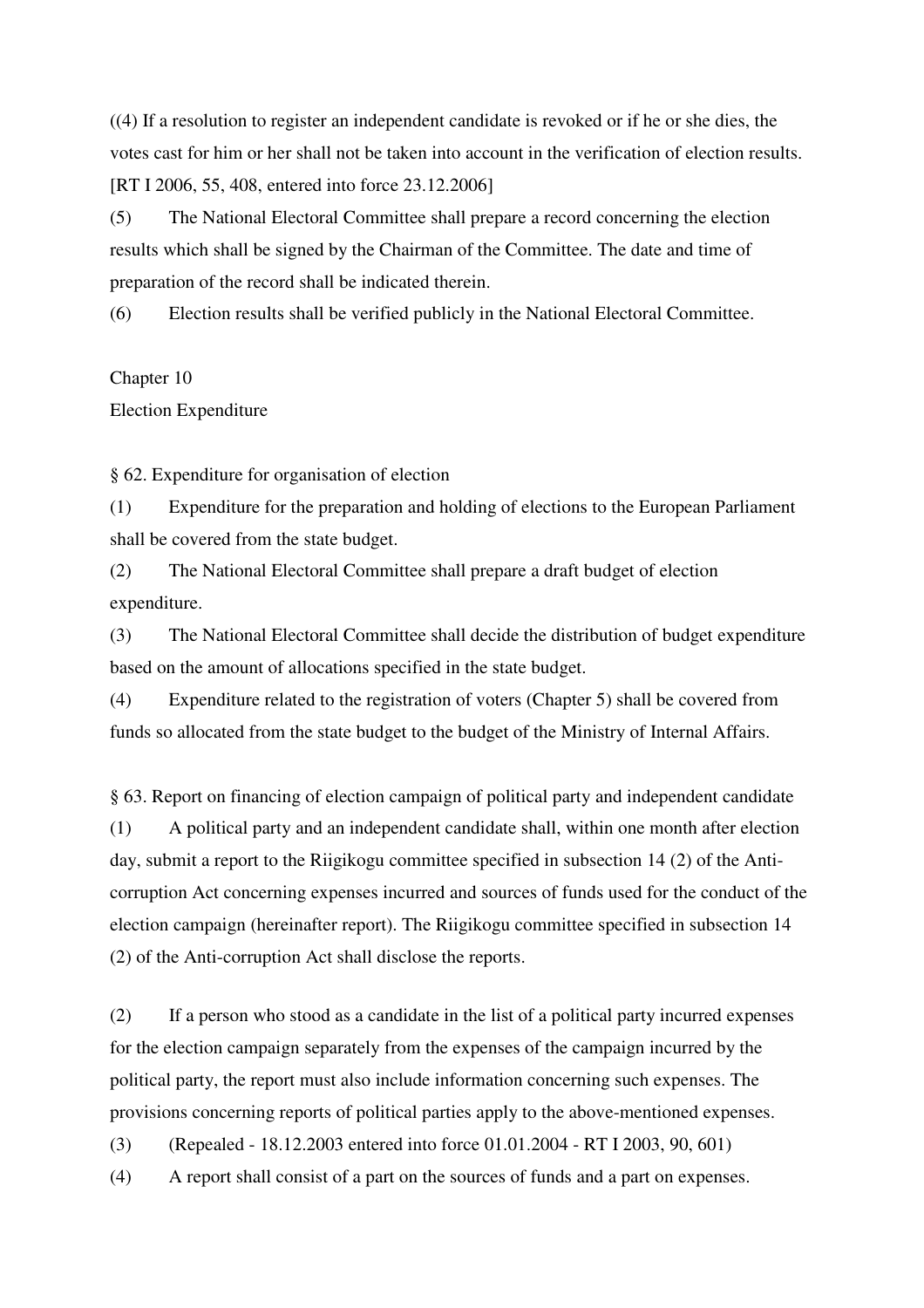((4) If a resolution to register an independent candidate is revoked or if he or she dies, the votes cast for him or her shall not be taken into account in the verification of election results. [RT I 2006, 55, 408, entered into force 23.12.2006]

(5) The National Electoral Committee shall prepare a record concerning the election results which shall be signed by the Chairman of the Committee. The date and time of preparation of the record shall be indicated therein.

(6) Election results shall be verified publicly in the National Electoral Committee.

## Chapter 10
## Election Expenditure

### § 62. Expenditure for organisation of election

(1) Expenditure for the preparation and holding of elections to the European Parliament shall be covered from the state budget.

(2) The National Electoral Committee shall prepare a draft budget of election expenditure.

(3) The National Electoral Committee shall decide the distribution of budget expenditure based on the amount of allocations specified in the state budget.

(4) Expenditure related to the registration of voters (Chapter 5) shall be covered from funds so allocated from the state budget to the budget of the Ministry of Internal Affairs.

### § 63. Report on financing of election campaign of political party and independent candidate

(1) A political party and an independent candidate shall, within one month after election day, submit a report to the Riigikogu committee specified in subsection 14 (2) of the Anti-corruption Act concerning expenses incurred and sources of funds used for the conduct of the election campaign (hereinafter report). The Riigikogu committee specified in subsection 14 (2) of the Anti-corruption Act shall disclose the reports.

(2) If a person who stood as a candidate in the list of a political party incurred expenses for the election campaign separately from the expenses of the campaign incurred by the political party, the report must also include information concerning such expenses. The provisions concerning reports of political parties apply to the above-mentioned expenses.

(3) (Repealed - 18.12.2003 entered into force 01.01.2004 - RT I 2003, 90, 601)

(4) A report shall consist of a part on the sources of funds and a part on expenses.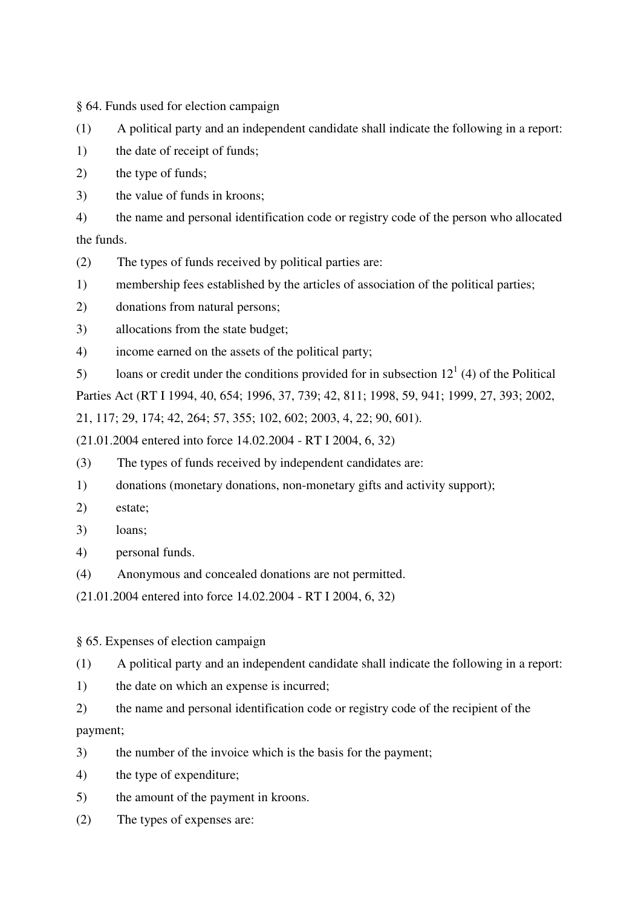§ 64. Funds used for election campaign

(1) A political party and an independent candidate shall indicate the following in a report:

1) the date of receipt of funds;

2) the type of funds;

3) the value of funds in kroons;

4) the name and personal identification code or registry code of the person who allocated the funds.

(2) The types of funds received by political parties are:

1) membership fees established by the articles of association of the political parties;

2) donations from natural persons;

3) allocations from the state budget;

4) income earned on the assets of the political party;

5) loans or credit under the conditions provided for in subsection $12^1$ (4) of the Political Parties Act (RT I 1994, 40, 654; 1996, 37, 739; 42, 811; 1998, 59, 941; 1999, 27, 393; 2002, 21, 117; 29, 174; 42, 264; 57, 355; 102, 602; 2003, 4, 22; 90, 601).

(21.01.2004 entered into force 14.02.2004 - RT I 2004, 6, 32)

(3) The types of funds received by independent candidates are:

1) donations (monetary donations, non-monetary gifts and activity support);

2) estate;

3) loans;

4) personal funds.

(4) Anonymous and concealed donations are not permitted.

(21.01.2004 entered into force 14.02.2004 - RT I 2004, 6, 32)

§ 65. Expenses of election campaign

(1) A political party and an independent candidate shall indicate the following in a report:

1) the date on which an expense is incurred;

2) the name and personal identification code or registry code of the recipient of the payment;

3) the number of the invoice which is the basis for the payment;

4) the type of expenditure;

5) the amount of the payment in kroons.

(2) The types of expenses are: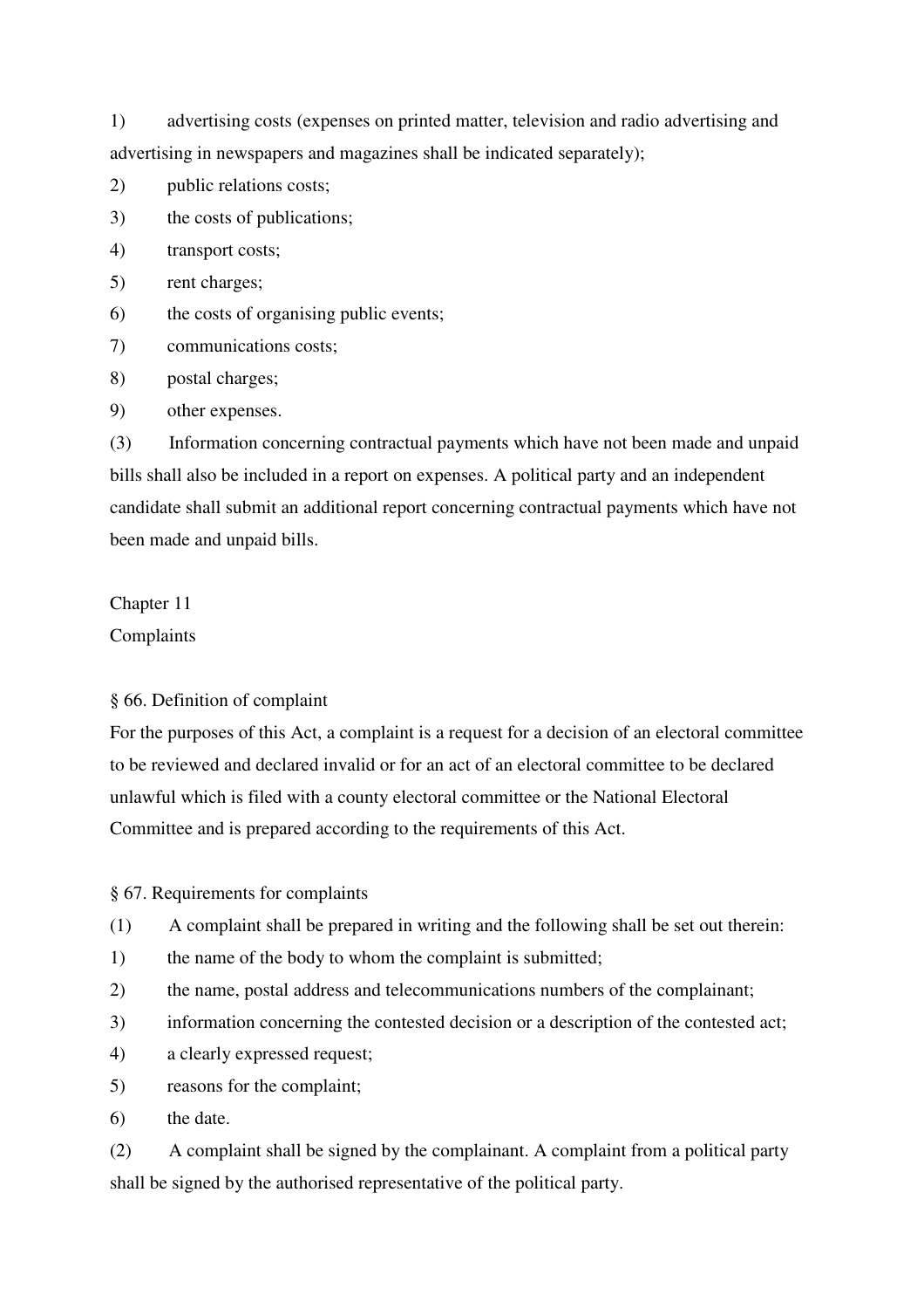1) advertising costs (expenses on printed matter, television and radio advertising and advertising in newspapers and magazines shall be indicated separately);

2) public relations costs;

3) the costs of publications;

4) transport costs;

5) rent charges;

6) the costs of organising public events;

7) communications costs;

8) postal charges;

9) other expenses.

(3) Information concerning contractual payments which have not been made and unpaid bills shall also be included in a report on expenses. A political party and an independent candidate shall submit an additional report concerning contractual payments which have not been made and unpaid bills.

## Chapter 11
## Complaints

### § 66. Definition of complaint

For the purposes of this Act, a complaint is a request for a decision of an electoral committee to be reviewed and declared invalid or for an act of an electoral committee to be declared unlawful which is filed with a county electoral committee or the National Electoral Committee and is prepared according to the requirements of this Act.

### § 67. Requirements for complaints

(1) A complaint shall be prepared in writing and the following shall be set out therein:

1) the name of the body to whom the complaint is submitted;

2) the name, postal address and telecommunications numbers of the complainant;

3) information concerning the contested decision or a description of the contested act;

4) a clearly expressed request;

5) reasons for the complaint;

6) the date.

(2) A complaint shall be signed by the complainant. A complaint from a political party shall be signed by the authorised representative of the political party.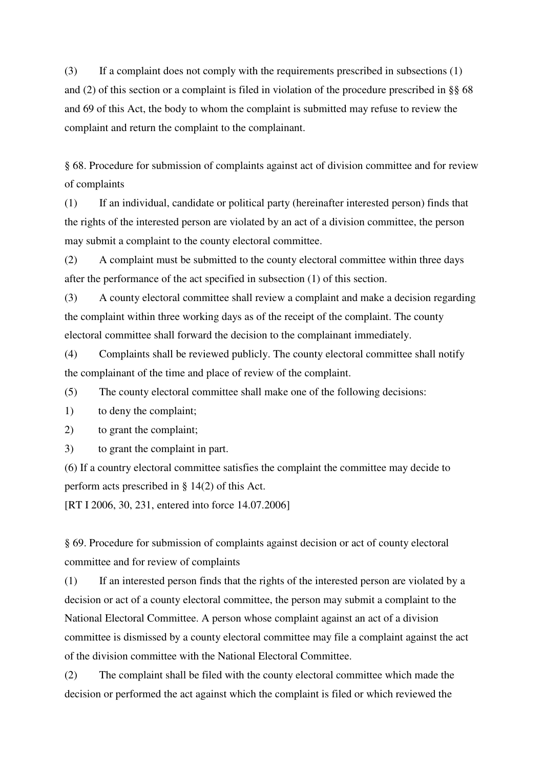(3) If a complaint does not comply with the requirements prescribed in subsections (1) and (2) of this section or a complaint is filed in violation of the procedure prescribed in §§ 68 and 69 of this Act, the body to whom the complaint is submitted may refuse to review the complaint and return the complaint to the complainant.

§ 68. Procedure for submission of complaints against act of division committee and for review of complaints

(1) If an individual, candidate or political party (hereinafter interested person) finds that the rights of the interested person are violated by an act of a division committee, the person may submit a complaint to the county electoral committee.

(2) A complaint must be submitted to the county electoral committee within three days after the performance of the act specified in subsection (1) of this section.

(3) A county electoral committee shall review a complaint and make a decision regarding the complaint within three working days as of the receipt of the complaint. The county electoral committee shall forward the decision to the complainant immediately.

(4) Complaints shall be reviewed publicly. The county electoral committee shall notify the complainant of the time and place of review of the complaint.

(5) The county electoral committee shall make one of the following decisions:

1) to deny the complaint;

2) to grant the complaint;

3) to grant the complaint in part.

(6) If a country electoral committee satisfies the complaint the committee may decide to perform acts prescribed in § 14(2) of this Act.

[RT I 2006, 30, 231, entered into force 14.07.2006]

§ 69. Procedure for submission of complaints against decision or act of county electoral committee and for review of complaints

(1) If an interested person finds that the rights of the interested person are violated by a decision or act of a county electoral committee, the person may submit a complaint to the National Electoral Committee. A person whose complaint against an act of a division committee is dismissed by a county electoral committee may file a complaint against the act of the division committee with the National Electoral Committee.

(2) The complaint shall be filed with the county electoral committee which made the decision or performed the act against which the complaint is filed or which reviewed the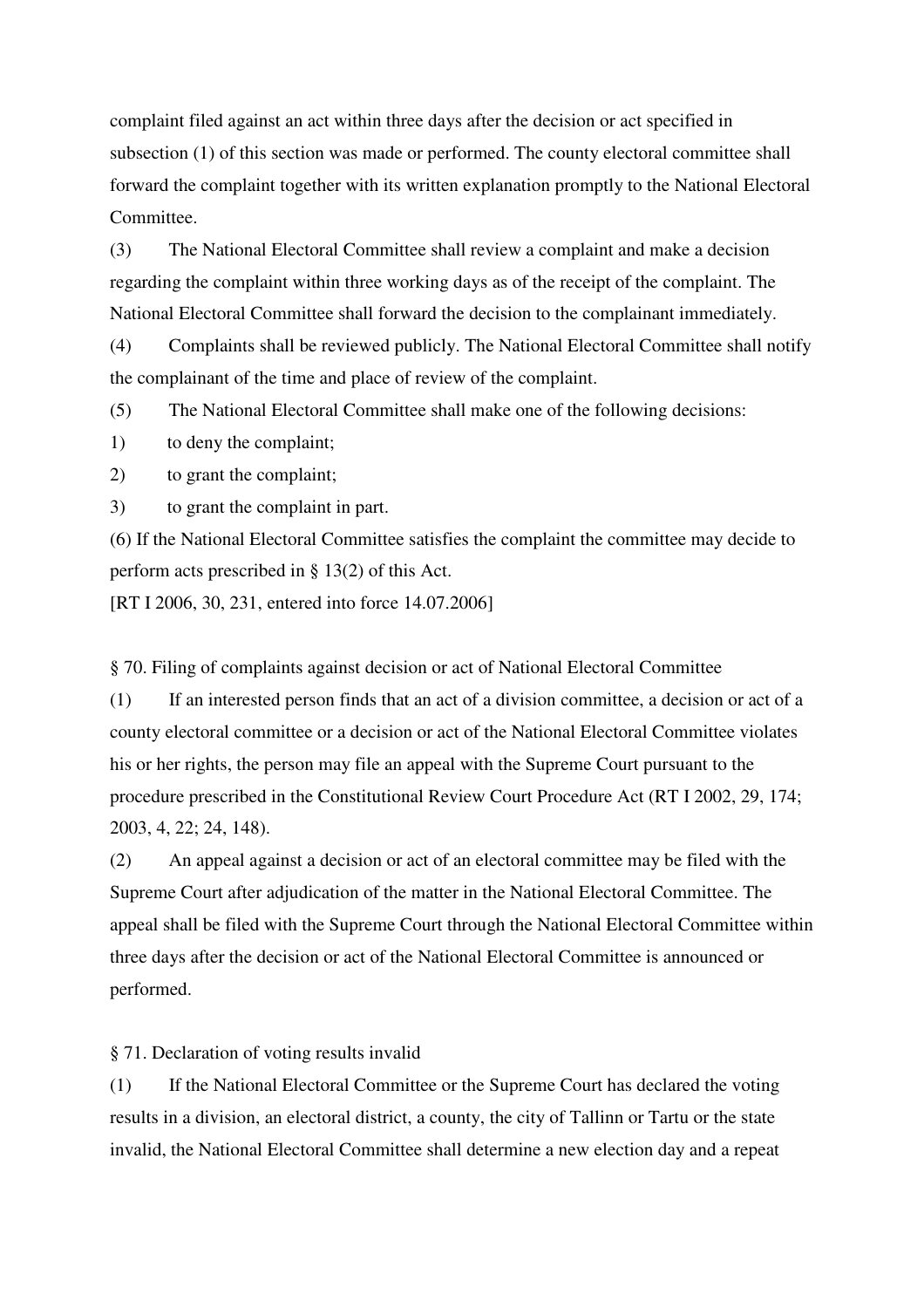complaint filed against an act within three days after the decision or act specified in subsection (1) of this section was made or performed. The county electoral committee shall forward the complaint together with its written explanation promptly to the National Electoral Committee.

(3) The National Electoral Committee shall review a complaint and make a decision regarding the complaint within three working days as of the receipt of the complaint. The National Electoral Committee shall forward the decision to the complainant immediately.

(4) Complaints shall be reviewed publicly. The National Electoral Committee shall notify the complainant of the time and place of review of the complaint.

(5) The National Electoral Committee shall make one of the following decisions:

1) to deny the complaint;

2) to grant the complaint;

3) to grant the complaint in part.

(6) If the National Electoral Committee satisfies the complaint the committee may decide to perform acts prescribed in § 13(2) of this Act.

[RT I 2006, 30, 231, entered into force 14.07.2006]

§ 70. Filing of complaints against decision or act of National Electoral Committee

(1) If an interested person finds that an act of a division committee, a decision or act of a county electoral committee or a decision or act of the National Electoral Committee violates his or her rights, the person may file an appeal with the Supreme Court pursuant to the procedure prescribed in the Constitutional Review Court Procedure Act (RT I 2002, 29, 174; 2003, 4, 22; 24, 148).

(2) An appeal against a decision or act of an electoral committee may be filed with the Supreme Court after adjudication of the matter in the National Electoral Committee. The appeal shall be filed with the Supreme Court through the National Electoral Committee within three days after the decision or act of the National Electoral Committee is announced or performed.

§ 71. Declaration of voting results invalid

(1) If the National Electoral Committee or the Supreme Court has declared the voting results in a division, an electoral district, a county, the city of Tallinn or Tartu or the state invalid, the National Electoral Committee shall determine a new election day and a repeat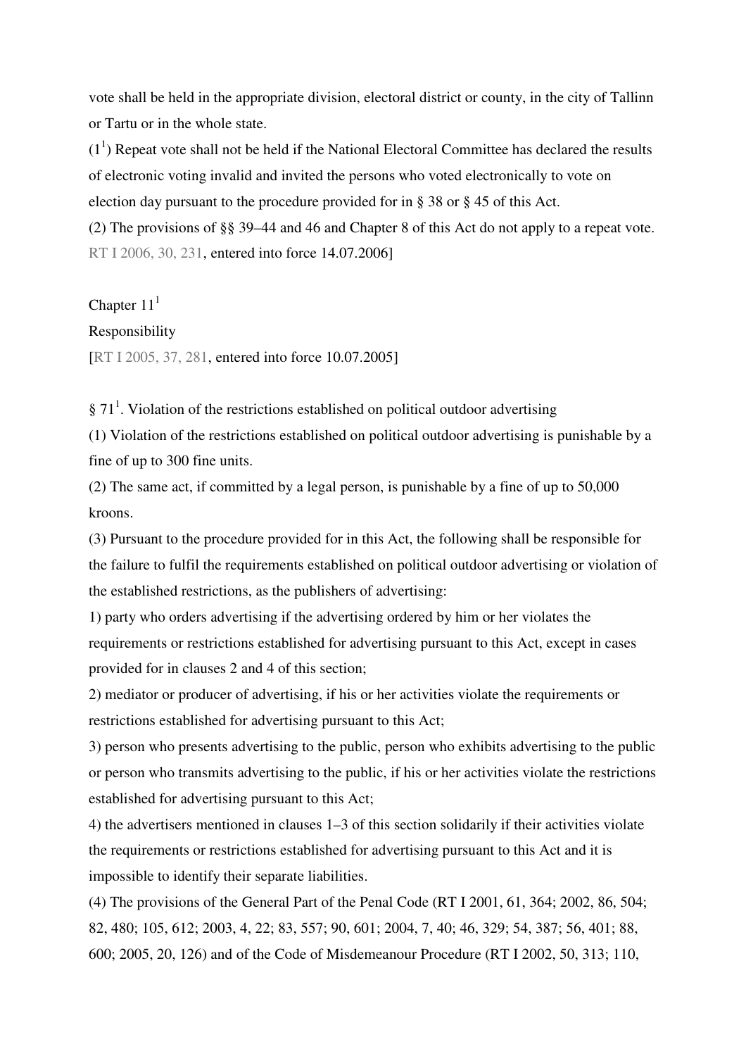vote shall be held in the appropriate division, electoral district or county, in the city of Tallinn or Tartu or in the whole state.

(1[1]) Repeat vote shall not be held if the National Electoral Committee has declared the results of electronic voting invalid and invited the persons who voted electronically to vote on election day pursuant to the procedure provided for in § 38 or § 45 of this Act.

(2) The provisions of §§ 39–44 and 46 and Chapter 8 of this Act do not apply to a repeat vote.
RT I 2006, 30, 231, entered into force 14.07.2006]

Chapter 11[1]

Responsibility

[RT I 2005, 37, 281, entered into force 10.07.2005]

§ 71[1]. Violation of the restrictions established on political outdoor advertising

(1) Violation of the restrictions established on political outdoor advertising is punishable by a fine of up to 300 fine units.

(2) The same act, if committed by a legal person, is punishable by a fine of up to 50,000 kroons.

(3) Pursuant to the procedure provided for in this Act, the following shall be responsible for the failure to fulfil the requirements established on political outdoor advertising or violation of the established restrictions, as the publishers of advertising:

1) party who orders advertising if the advertising ordered by him or her violates the requirements or restrictions established for advertising pursuant to this Act, except in cases provided for in clauses 2 and 4 of this section;

2) mediator or producer of advertising, if his or her activities violate the requirements or restrictions established for advertising pursuant to this Act;

3) person who presents advertising to the public, person who exhibits advertising to the public or person who transmits advertising to the public, if his or her activities violate the restrictions established for advertising pursuant to this Act;

4) the advertisers mentioned in clauses 1–3 of this section solidarily if their activities violate the requirements or restrictions established for advertising pursuant to this Act and it is impossible to identify their separate liabilities.

(4) The provisions of the General Part of the Penal Code (RT I 2001, 61, 364; 2002, 86, 504; 82, 480; 105, 612; 2003, 4, 22; 83, 557; 90, 601; 2004, 7, 40; 46, 329; 54, 387; 56, 401; 88, 600; 2005, 20, 126) and of the Code of Misdemeanour Procedure (RT I 2002, 50, 313; 110,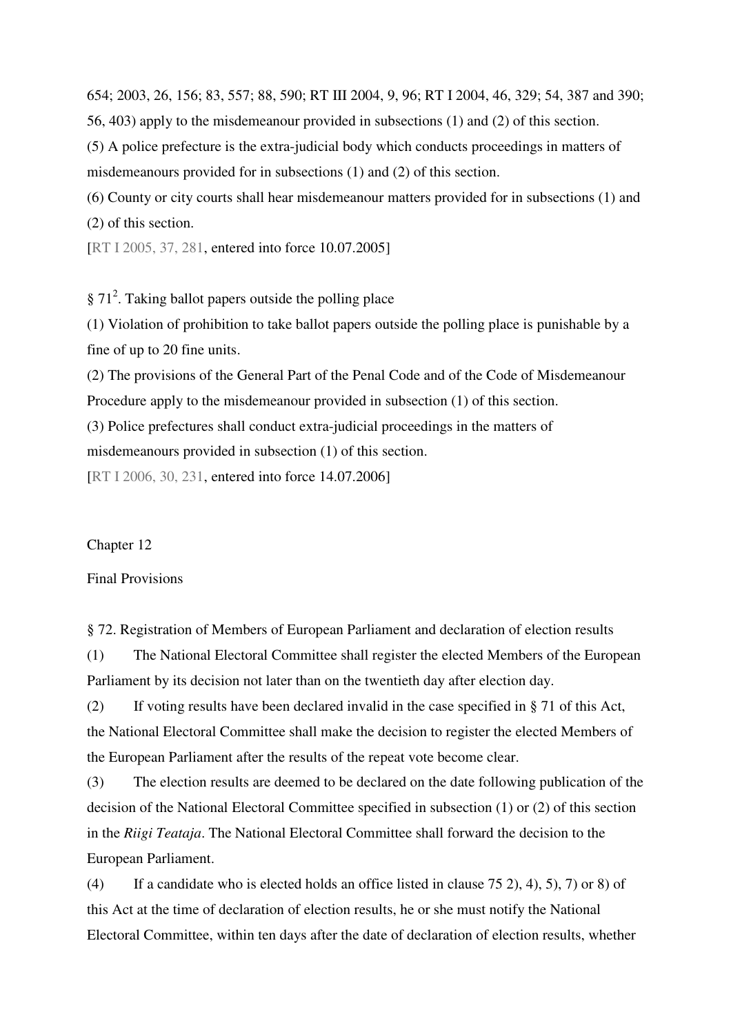654; 2003, 26, 156; 83, 557; 88, 590; RT III 2004, 9, 96; RT I 2004, 46, 329; 54, 387 and 390; 56, 403) apply to the misdemeanour provided in subsections (1) and (2) of this section.

(5) A police prefecture is the extra-judicial body which conducts proceedings in matters of misdemeanours provided for in subsections (1) and (2) of this section.

(6) County or city courts shall hear misdemeanour matters provided for in subsections (1) and (2) of this section.

[RT I 2005, 37, 281, entered into force 10.07.2005]

§ 71[2]. Taking ballot papers outside the polling place

(1) Violation of prohibition to take ballot papers outside the polling place is punishable by a fine of up to 20 fine units.

(2) The provisions of the General Part of the Penal Code and of the Code of Misdemeanour Procedure apply to the misdemeanour provided in subsection (1) of this section.

(3) Police prefectures shall conduct extra-judicial proceedings in the matters of misdemeanours provided in subsection (1) of this section.

[RT I 2006, 30, 231, entered into force 14.07.2006]

## Chapter 12

## Final Provisions

§ 72. Registration of Members of European Parliament and declaration of election results

(1) The National Electoral Committee shall register the elected Members of the European Parliament by its decision not later than on the twentieth day after election day.

(2) If voting results have been declared invalid in the case specified in § 71 of this Act, the National Electoral Committee shall make the decision to register the elected Members of the European Parliament after the results of the repeat vote become clear.

(3) The election results are deemed to be declared on the date following publication of the decision of the National Electoral Committee specified in subsection (1) or (2) of this section in the *Riigi Teataja*. The National Electoral Committee shall forward the decision to the European Parliament.

(4) If a candidate who is elected holds an office listed in clause 75 2), 4), 5), 7) or 8) of this Act at the time of declaration of election results, he or she must notify the National Electoral Committee, within ten days after the date of declaration of election results, whether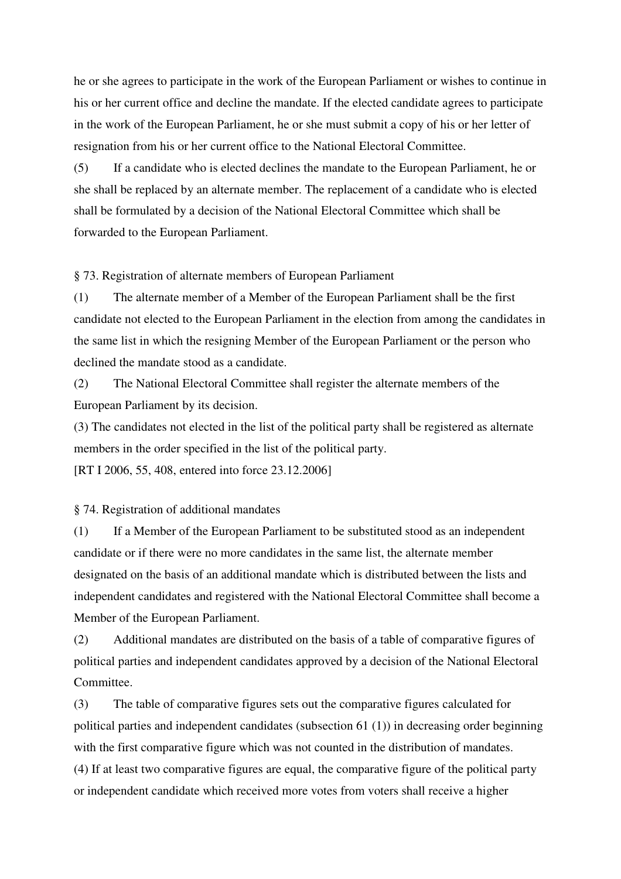he or she agrees to participate in the work of the European Parliament or wishes to continue in his or her current office and decline the mandate. If the elected candidate agrees to participate in the work of the European Parliament, he or she must submit a copy of his or her letter of resignation from his or her current office to the National Electoral Committee.

(5) If a candidate who is elected declines the mandate to the European Parliament, he or she shall be replaced by an alternate member. The replacement of a candidate who is elected shall be formulated by a decision of the National Electoral Committee which shall be forwarded to the European Parliament.

§ 73. Registration of alternate members of European Parliament

(1) The alternate member of a Member of the European Parliament shall be the first candidate not elected to the European Parliament in the election from among the candidates in the same list in which the resigning Member of the European Parliament or the person who declined the mandate stood as a candidate.

(2) The National Electoral Committee shall register the alternate members of the European Parliament by its decision.

(3) The candidates not elected in the list of the political party shall be registered as alternate members in the order specified in the list of the political party.

[RT I 2006, 55, 408, entered into force 23.12.2006]

§ 74. Registration of additional mandates

(1) If a Member of the European Parliament to be substituted stood as an independent candidate or if there were no more candidates in the same list, the alternate member designated on the basis of an additional mandate which is distributed between the lists and independent candidates and registered with the National Electoral Committee shall become a Member of the European Parliament.

(2) Additional mandates are distributed on the basis of a table of comparative figures of political parties and independent candidates approved by a decision of the National Electoral Committee.

(3) The table of comparative figures sets out the comparative figures calculated for political parties and independent candidates (subsection 61 (1)) in decreasing order beginning with the first comparative figure which was not counted in the distribution of mandates.

(4) If at least two comparative figures are equal, the comparative figure of the political party or independent candidate which received more votes from voters shall receive a higher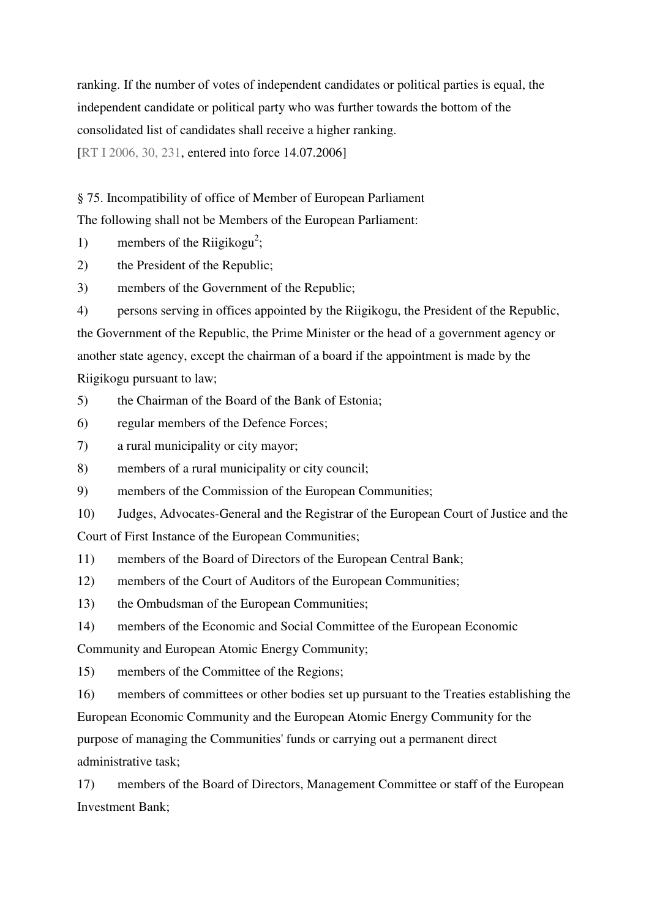ranking. If the number of votes of independent candidates or political parties is equal, the independent candidate or political party who was further towards the bottom of the consolidated list of candidates shall receive a higher ranking.
[RT I 2006, 30, 231, entered into force 14.07.2006]

§ 75. Incompatibility of office of Member of European Parliament

The following shall not be Members of the European Parliament:

1) members of the Riigikogu[2];

2) the President of the Republic;

3) members of the Government of the Republic;

4) persons serving in offices appointed by the Riigikogu, the President of the Republic, the Government of the Republic, the Prime Minister or the head of a government agency or another state agency, except the chairman of a board if the appointment is made by the Riigikogu pursuant to law;

5) the Chairman of the Board of the Bank of Estonia;

6) regular members of the Defence Forces;

7) a rural municipality or city mayor;

8) members of a rural municipality or city council;

9) members of the Commission of the European Communities;

10) Judges, Advocates-General and the Registrar of the European Court of Justice and the Court of First Instance of the European Communities;

11) members of the Board of Directors of the European Central Bank;

12) members of the Court of Auditors of the European Communities;

13) the Ombudsman of the European Communities;

14) members of the Economic and Social Committee of the European Economic Community and European Atomic Energy Community;

15) members of the Committee of the Regions;

16) members of committees or other bodies set up pursuant to the Treaties establishing the European Economic Community and the European Atomic Energy Community for the purpose of managing the Communities' funds or carrying out a permanent direct administrative task;

17) members of the Board of Directors, Management Committee or staff of the European Investment Bank;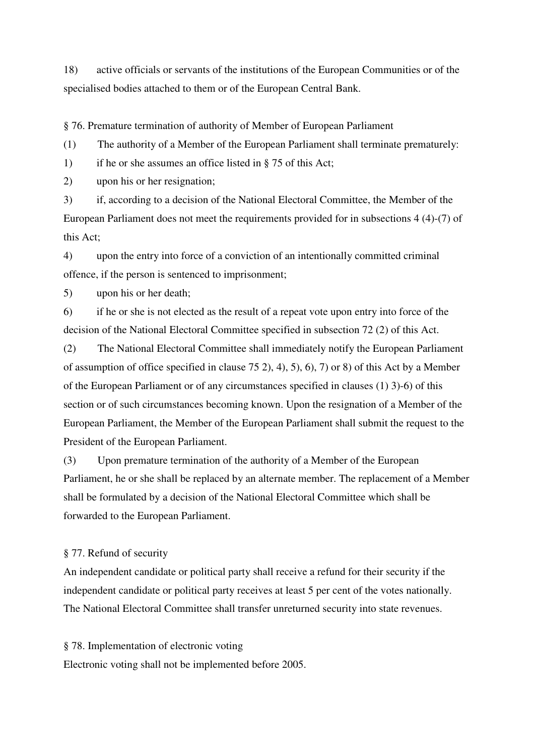18) active officials or servants of the institutions of the European Communities or of the specialised bodies attached to them or of the European Central Bank.

§ 76. Premature termination of authority of Member of European Parliament

(1) The authority of a Member of the European Parliament shall terminate prematurely:

1) if he or she assumes an office listed in § 75 of this Act;

2) upon his or her resignation;

3) if, according to a decision of the National Electoral Committee, the Member of the European Parliament does not meet the requirements provided for in subsections 4 (4)-(7) of this Act;

4) upon the entry into force of a conviction of an intentionally committed criminal offence, if the person is sentenced to imprisonment;

5) upon his or her death;

6) if he or she is not elected as the result of a repeat vote upon entry into force of the decision of the National Electoral Committee specified in subsection 72 (2) of this Act.

(2) The National Electoral Committee shall immediately notify the European Parliament of assumption of office specified in clause 75 2), 4), 5), 6), 7) or 8) of this Act by a Member of the European Parliament or of any circumstances specified in clauses (1) 3)-6) of this section or of such circumstances becoming known. Upon the resignation of a Member of the European Parliament, the Member of the European Parliament shall submit the request to the President of the European Parliament.

(3) Upon premature termination of the authority of a Member of the European Parliament, he or she shall be replaced by an alternate member. The replacement of a Member shall be formulated by a decision of the National Electoral Committee which shall be forwarded to the European Parliament.

§ 77. Refund of security

An independent candidate or political party shall receive a refund for their security if the independent candidate or political party receives at least 5 per cent of the votes nationally. The National Electoral Committee shall transfer unreturned security into state revenues.

§ 78. Implementation of electronic voting

Electronic voting shall not be implemented before 2005.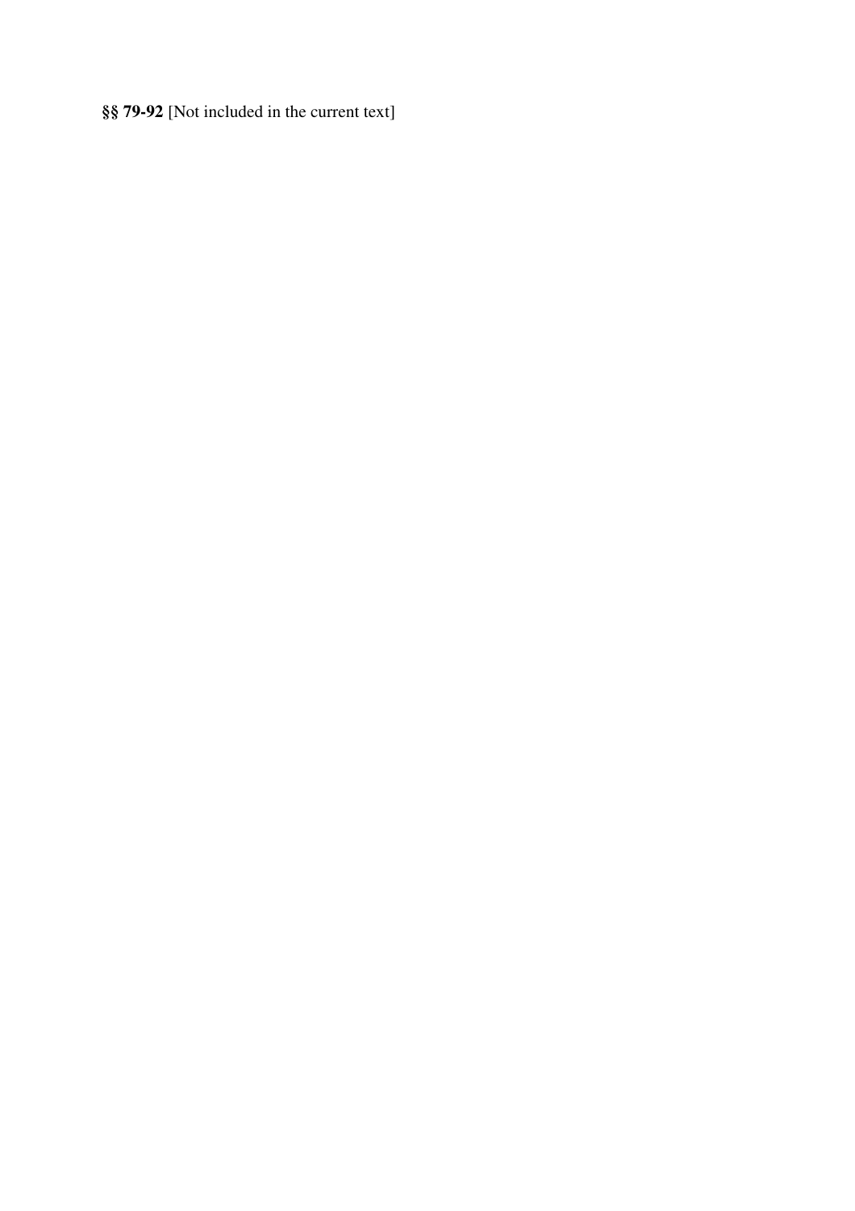**§§ 79-92** [Not included in the current text]